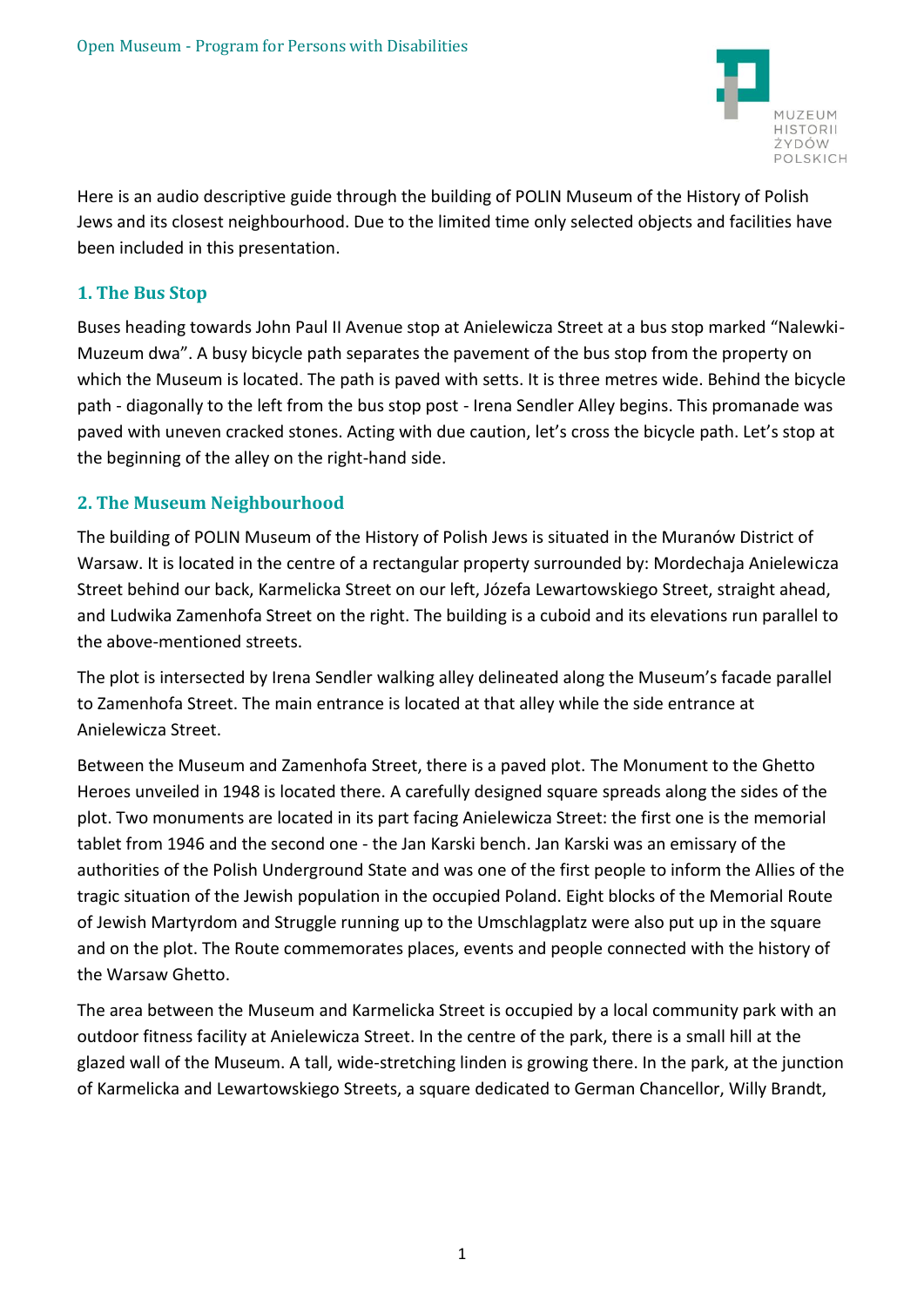Here is an audio descriptive guide through the building of POLIN Museum of the History of Polish Jews and its closest neighbourhood. Due to the limited time only selected objects and facilities have been included in this presentation.

## 1. The Bus Stop

Buses heading towards John Paul II Avenue stop at Anielewicza Street at a bus stop marked "Nalewki-Muzeum dwa". A busy bicycle path separates the pavement of the bus stop from the property on which the Museum is located. The path is paved with setts. It is three metres wide. Behind the bicycle path - diagonally to the left from the bus stop post - Irena Sendler Alley begins. This promanade was paved with uneven cracked stones. Acting with due caution, let's cross the bicycle path. Let's stop at the beginning of the alley on the right-hand side.

## 2. The Museum Neighbourhood

The building of POLIN Museum of the History of Polish Jews is situated in the Muranów District of Warsaw. It is located in the centre of a rectangular property surrounded by: Mordechaja Anielewicza Street behind our back, Karmelicka Street on our left, Józefa Lewartowskiego Street, straight ahead, and Ludwika Zamenhofa Street on the right. The building is a cuboid and its elevations run parallel to the above-mentioned streets.

The plot is intersected by Irena Sendler walking alley delineated along the Museum's facade parallel to Zamenhofa Street. The main entrance is located at that alley while the side entrance at Anielewicza Street.

Between the Museum and Zamenhofa Street, there is a paved plot. The Monument to the Ghetto Heroes unveiled in 1948 is located there. A carefully designed square spreads along the sides of the plot. Two monuments are located in its part facing Anielewicza Street: the first one is the memorial tablet from 1946 and the second one - the Jan Karski bench. Jan Karski was an emissary of the authorities of the Polish Underground State and was one of the first people to inform the Allies of the tragic situation of the Jewish population in the occupied Poland. Eight blocks of the Memorial Route of Jewish Martyrdom and Struggle running up to the Umschlagplatz were also put up in the square and on the plot. The Route commemorates places, events and people connected with the history of the Warsaw Ghetto.

The area between the Museum and Karmelicka Street is occupied by a local community park with an outdoor fitness facility at Anielewicza Street. In the centre of the park, there is a small hill at the glazed wall of the Museum. A tall, wide-stretching linden is growing there. In the park, at the junction of Karmelicka and Lewartowskiego Streets, a square dedicated to German Chancellor, Willy Brandt,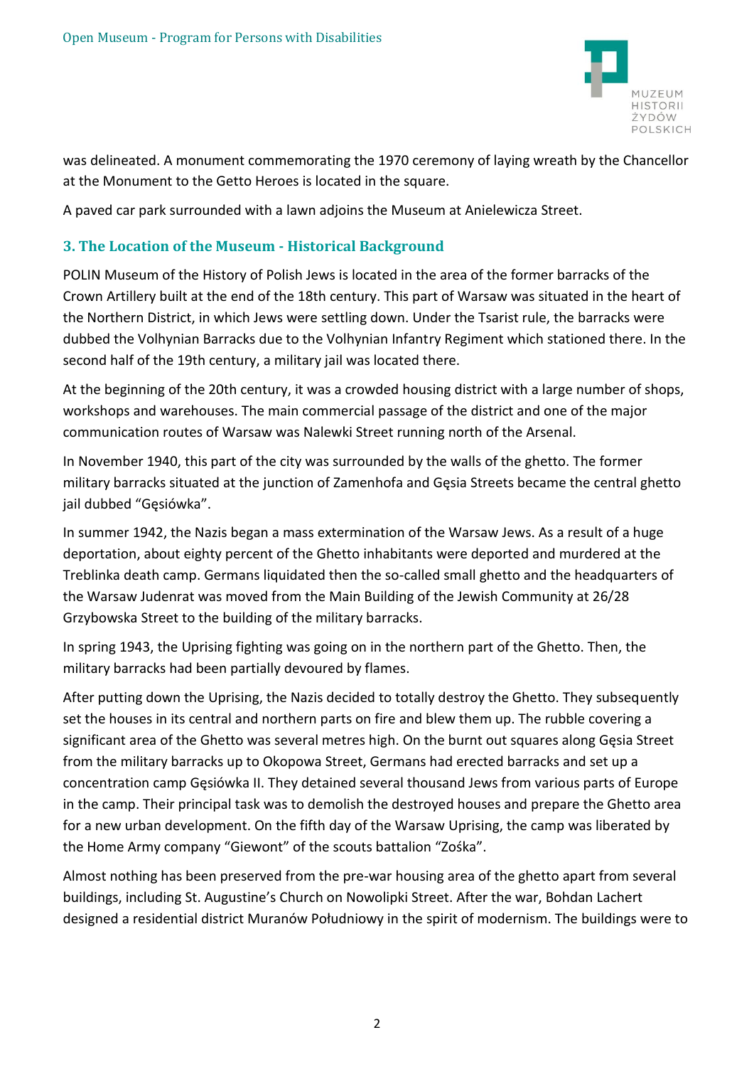was delineated. A monument commemorating the 1970 ceremony of laying wreath by the Chancellor at the Monument to the Getto Heroes is located in the square.

A paved car park surrounded with a lawn adjoins the Museum at Anielewicza Street.

## 3. The Location of the Museum - Historical Background

POLIN Museum of the History of Polish Jews is located in the area of the former barracks of the Crown Artillery built at the end of the 18th century. This part of Warsaw was situated in the heart of the Northern District, in which Jews were settling down. Under the Tsarist rule, the barracks were dubbed the Volhynian Barracks due to the Volhynian Infantry Regiment which stationed there. In the second half of the 19th century, a military jail was located there.

At the beginning of the 20th century, it was a crowded housing district with a large number of shops, workshops and warehouses. The main commercial passage of the district and one of the major communication routes of Warsaw was Nalewki Street running north of the Arsenal.

In November 1940, this part of the city was surrounded by the walls of the ghetto. The former military barracks situated at the junction of Zamenhofa and Gęsia Streets became the central ghetto jail dubbed "Gęsiówka".

In summer 1942, the Nazis began a mass extermination of the Warsaw Jews. As a result of a huge deportation, about eighty percent of the Ghetto inhabitants were deported and murdered at the Treblinka death camp. Germans liquidated then the so-called small ghetto and the headquarters of the Warsaw Judenrat was moved from the Main Building of the Jewish Community at 26/28 Grzybowska Street to the building of the military barracks.

In spring 1943, the Uprising fighting was going on in the northern part of the Ghetto. Then, the military barracks had been partially devoured by flames.

After putting down the Uprising, the Nazis decided to totally destroy the Ghetto. They subsequently set the houses in its central and northern parts on fire and blew them up. The rubble covering a significant area of the Ghetto was several metres high. On the burnt out squares along Gęsia Street from the military barracks up to Okopowa Street, Germans had erected barracks and set up a concentration camp Gęsiówka II. They detained several thousand Jews from various parts of Europe in the camp. Their principal task was to demolish the destroyed houses and prepare the Ghetto area for a new urban development. On the fifth day of the Warsaw Uprising, the camp was liberated by the Home Army company "Giewont" of the scouts battalion "Zośka".

Almost nothing has been preserved from the pre-war housing area of the ghetto apart from several buildings, including St. Augustine's Church on Nowolipki Street. After the war, Bohdan Lachert designed a residential district Muranów Południowy in the spirit of modernism. The buildings were to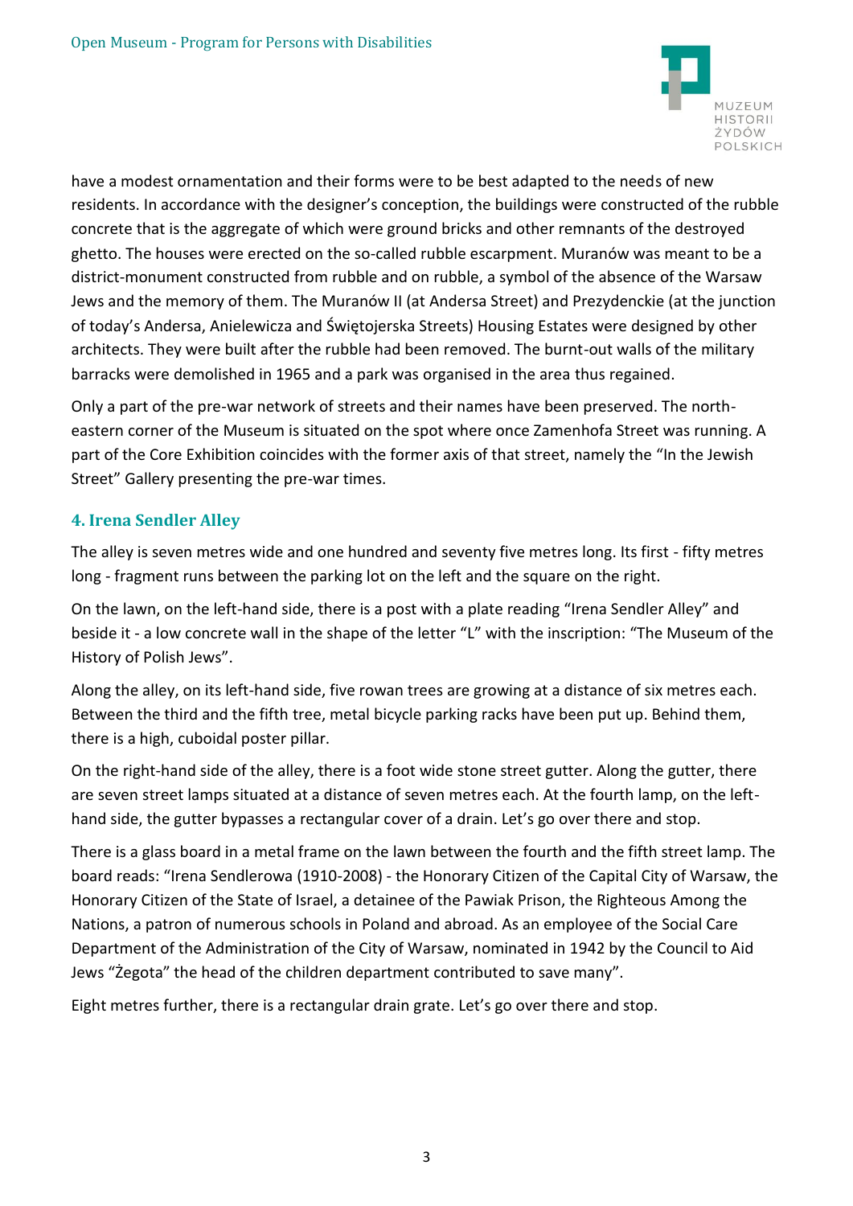have a modest ornamentation and their forms were to be best adapted to the needs of new residents. In accordance with the designer's conception, the buildings were constructed of the rubble concrete that is the aggregate of which were ground bricks and other remnants of the destroyed ghetto. The houses were erected on the so-called rubble escarpment. Muranów was meant to be a district-monument constructed from rubble and on rubble, a symbol of the absence of the Warsaw Jews and the memory of them. The Muranów II (at Andersa Street) and Prezydenckie (at the junction of today's Andersa, Anielewicza and Świętojerska Streets) Housing Estates were designed by other architects. They were built after the rubble had been removed. The burnt-out walls of the military barracks were demolished in 1965 and a park was organised in the area thus regained.

Only a part of the pre-war network of streets and their names have been preserved. The north-eastern corner of the Museum is situated on the spot where once Zamenhofa Street was running. A part of the Core Exhibition coincides with the former axis of that street, namely the "In the Jewish Street" Gallery presenting the pre-war times.

## 4. Irena Sendler Alley

The alley is seven metres wide and one hundred and seventy five metres long. Its first - fifty metres long - fragment runs between the parking lot on the left and the square on the right.

On the lawn, on the left-hand side, there is a post with a plate reading "Irena Sendler Alley" and beside it - a low concrete wall in the shape of the letter "L" with the inscription: "The Museum of the History of Polish Jews".

Along the alley, on its left-hand side, five rowan trees are growing at a distance of six metres each. Between the third and the fifth tree, metal bicycle parking racks have been put up. Behind them, there is a high, cuboidal poster pillar.

On the right-hand side of the alley, there is a foot wide stone street gutter. Along the gutter, there are seven street lamps situated at a distance of seven metres each. At the fourth lamp, on the left-hand side, the gutter bypasses a rectangular cover of a drain. Let's go over there and stop.

There is a glass board in a metal frame on the lawn between the fourth and the fifth street lamp. The board reads: "Irena Sendlerowa (1910-2008) - the Honorary Citizen of the Capital City of Warsaw, the Honorary Citizen of the State of Israel, a detainee of the Pawiak Prison, the Righteous Among the Nations, a patron of numerous schools in Poland and abroad. As an employee of the Social Care Department of the Administration of the City of Warsaw, nominated in 1942 by the Council to Aid Jews "Żegota" the head of the children department contributed to save many".

Eight metres further, there is a rectangular drain grate. Let's go over there and stop.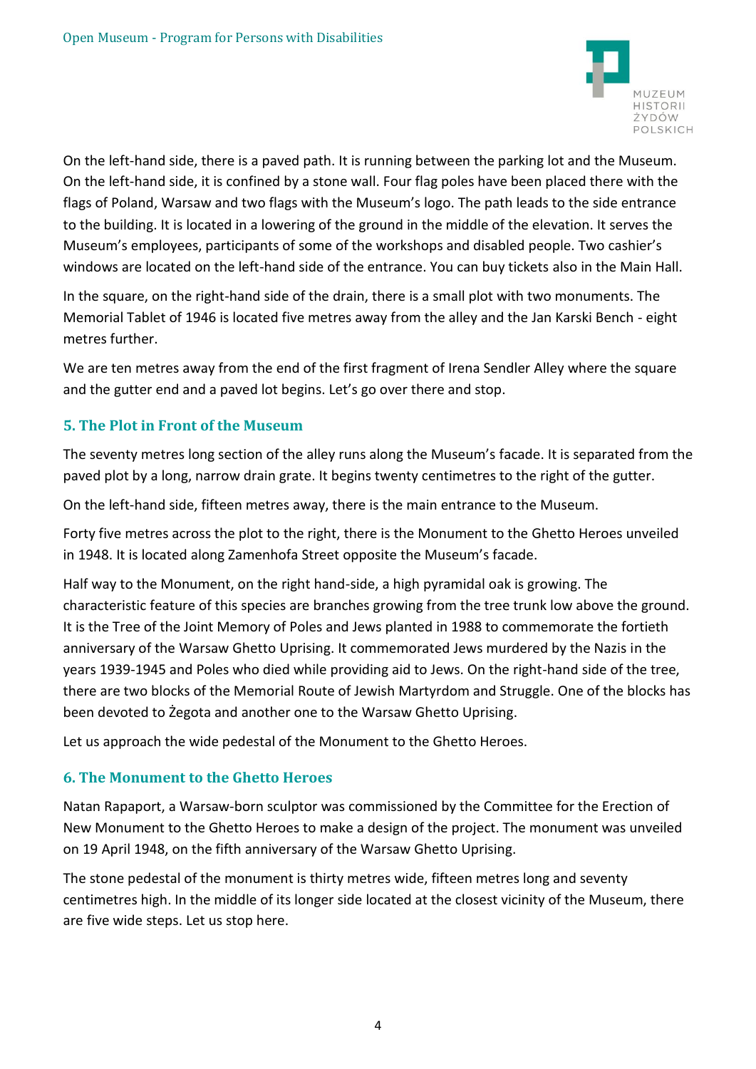On the left-hand side, there is a paved path. It is running between the parking lot and the Museum. On the left-hand side, it is confined by a stone wall. Four flag poles have been placed there with the flags of Poland, Warsaw and two flags with the Museum's logo. The path leads to the side entrance to the building. It is located in a lowering of the ground in the middle of the elevation. It serves the Museum's employees, participants of some of the workshops and disabled people. Two cashier's windows are located on the left-hand side of the entrance. You can buy tickets also in the Main Hall.

In the square, on the right-hand side of the drain, there is a small plot with two monuments. The Memorial Tablet of 1946 is located five metres away from the alley and the Jan Karski Bench - eight metres further.

We are ten metres away from the end of the first fragment of Irena Sendler Alley where the square and the gutter end and a paved lot begins. Let's go over there and stop.

## 5. The Plot in Front of the Museum

The seventy metres long section of the alley runs along the Museum's facade. It is separated from the paved plot by a long, narrow drain grate. It begins twenty centimetres to the right of the gutter.

On the left-hand side, fifteen metres away, there is the main entrance to the Museum.

Forty five metres across the plot to the right, there is the Monument to the Ghetto Heroes unveiled in 1948. It is located along Zamenhofa Street opposite the Museum's facade.

Half way to the Monument, on the right hand-side, a high pyramidal oak is growing. The characteristic feature of this species are branches growing from the tree trunk low above the ground. It is the Tree of the Joint Memory of Poles and Jews planted in 1988 to commemorate the fortieth anniversary of the Warsaw Ghetto Uprising. It commemorated Jews murdered by the Nazis in the years 1939-1945 and Poles who died while providing aid to Jews. On the right-hand side of the tree, there are two blocks of the Memorial Route of Jewish Martyrdom and Struggle. One of the blocks has been devoted to Żegota and another one to the Warsaw Ghetto Uprising.

Let us approach the wide pedestal of the Monument to the Ghetto Heroes.

## 6. The Monument to the Ghetto Heroes

Natan Rapaport, a Warsaw-born sculptor was commissioned by the Committee for the Erection of New Monument to the Ghetto Heroes to make a design of the project. The monument was unveiled on 19 April 1948, on the fifth anniversary of the Warsaw Ghetto Uprising.

The stone pedestal of the monument is thirty metres wide, fifteen metres long and seventy centimetres high. In the middle of its longer side located at the closest vicinity of the Museum, there are five wide steps. Let us stop here.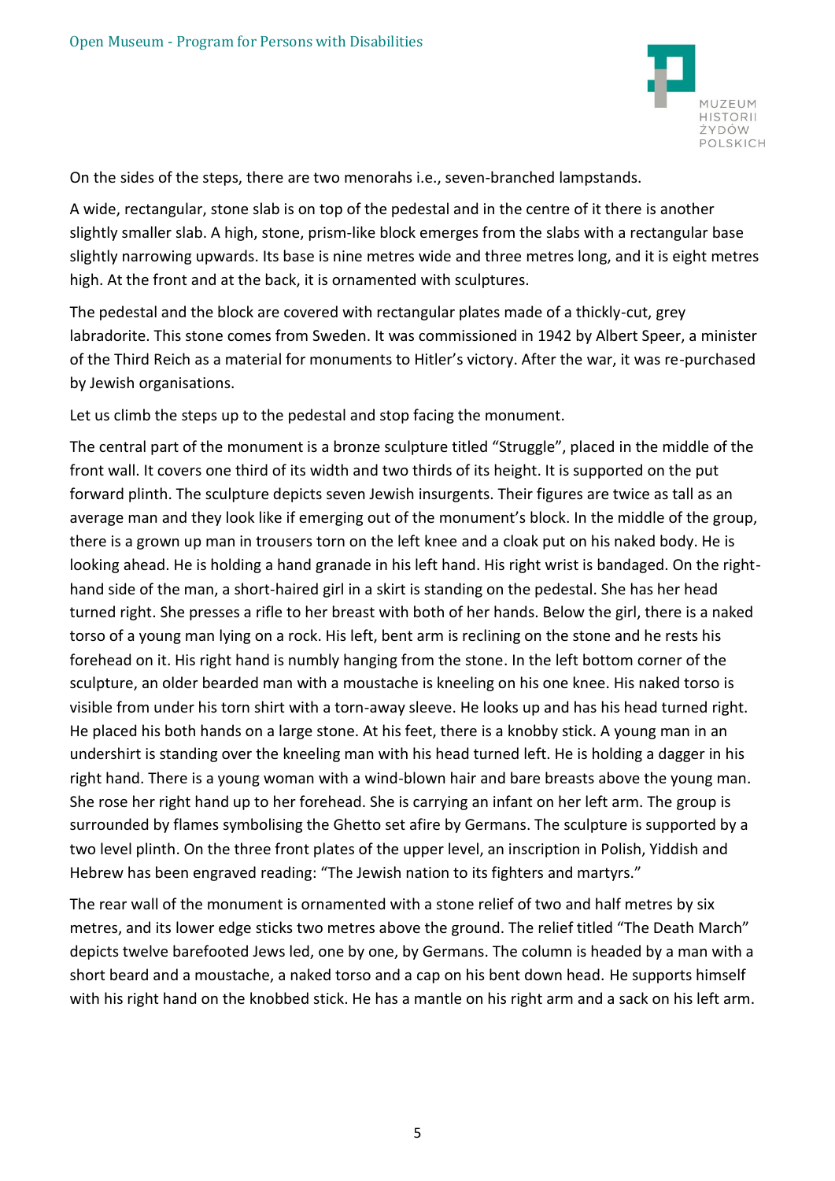On the sides of the steps, there are two menorahs i.e., seven-branched lampstands.

A wide, rectangular, stone slab is on top of the pedestal and in the centre of it there is another slightly smaller slab. A high, stone, prism-like block emerges from the slabs with a rectangular base slightly narrowing upwards. Its base is nine metres wide and three metres long, and it is eight metres high. At the front and at the back, it is ornamented with sculptures.

The pedestal and the block are covered with rectangular plates made of a thickly-cut, grey labradorite. This stone comes from Sweden. It was commissioned in 1942 by Albert Speer, a minister of the Third Reich as a material for monuments to Hitler's victory. After the war, it was re-purchased by Jewish organisations.

Let us climb the steps up to the pedestal and stop facing the monument.

The central part of the monument is a bronze sculpture titled "Struggle", placed in the middle of the front wall. It covers one third of its width and two thirds of its height. It is supported on the put forward plinth. The sculpture depicts seven Jewish insurgents. Their figures are twice as tall as an average man and they look like if emerging out of the monument's block. In the middle of the group, there is a grown up man in trousers torn on the left knee and a cloak put on his naked body. He is looking ahead. He is holding a hand granade in his left hand. His right wrist is bandaged. On the right-hand side of the man, a short-haired girl in a skirt is standing on the pedestal. She has her head turned right. She presses a rifle to her breast with both of her hands. Below the girl, there is a naked torso of a young man lying on a rock. His left, bent arm is reclining on the stone and he rests his forehead on it. His right hand is numbly hanging from the stone. In the left bottom corner of the sculpture, an older bearded man with a moustache is kneeling on his one knee. His naked torso is visible from under his torn shirt with a torn-away sleeve. He looks up and has his head turned right. He placed his both hands on a large stone. At his feet, there is a knobby stick. A young man in an undershirt is standing over the kneeling man with his head turned left. He is holding a dagger in his right hand. There is a young woman with a wind-blown hair and bare breasts above the young man. She rose her right hand up to her forehead. She is carrying an infant on her left arm. The group is surrounded by flames symbolising the Ghetto set afire by Germans. The sculpture is supported by a two level plinth. On the three front plates of the upper level, an inscription in Polish, Yiddish and Hebrew has been engraved reading: "The Jewish nation to its fighters and martyrs."

The rear wall of the monument is ornamented with a stone relief of two and half metres by six metres, and its lower edge sticks two metres above the ground. The relief titled "The Death March" depicts twelve barefooted Jews led, one by one, by Germans. The column is headed by a man with a short beard and a moustache, a naked torso and a cap on his bent down head. He supports himself with his right hand on the knobbed stick. He has a mantle on his right arm and a sack on his left arm.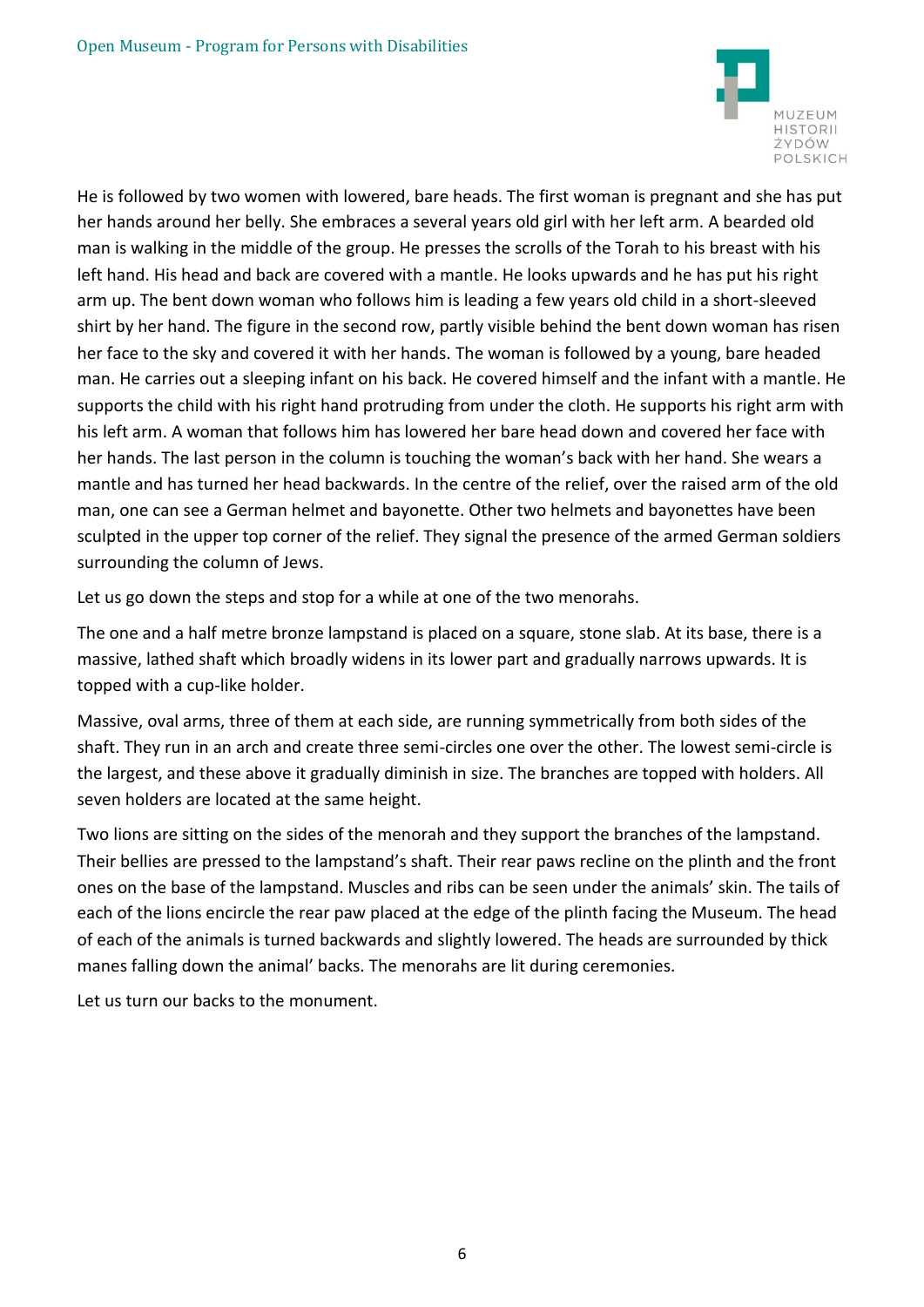He is followed by two women with lowered, bare heads. The first woman is pregnant and she has put her hands around her belly. She embraces a several years old girl with her left arm. A bearded old man is walking in the middle of the group. He presses the scrolls of the Torah to his breast with his left hand. His head and back are covered with a mantle. He looks upwards and he has put his right arm up. The bent down woman who follows him is leading a few years old child in a short-sleeved shirt by her hand. The figure in the second row, partly visible behind the bent down woman has risen her face to the sky and covered it with her hands. The woman is followed by a young, bare headed man. He carries out a sleeping infant on his back. He covered himself and the infant with a mantle. He supports the child with his right hand protruding from under the cloth. He supports his right arm with his left arm. A woman that follows him has lowered her bare head down and covered her face with her hands. The last person in the column is touching the woman's back with her hand. She wears a mantle and has turned her head backwards. In the centre of the relief, over the raised arm of the old man, one can see a German helmet and bayonette. Other two helmets and bayonettes have been sculpted in the upper top corner of the relief. They signal the presence of the armed German soldiers surrounding the column of Jews.

Let us go down the steps and stop for a while at one of the two menorahs.

The one and a half metre bronze lampstand is placed on a square, stone slab. At its base, there is a massive, lathed shaft which broadly widens in its lower part and gradually narrows upwards. It is topped with a cup-like holder.

Massive, oval arms, three of them at each side, are running symmetrically from both sides of the shaft. They run in an arch and create three semi-circles one over the other. The lowest semi-circle is the largest, and these above it gradually diminish in size. The branches are topped with holders. All seven holders are located at the same height.

Two lions are sitting on the sides of the menorah and they support the branches of the lampstand. Their bellies are pressed to the lampstand's shaft. Their rear paws recline on the plinth and the front ones on the base of the lampstand. Muscles and ribs can be seen under the animals' skin. The tails of each of the lions encircle the rear paw placed at the edge of the plinth facing the Museum. The head of each of the animals is turned backwards and slightly lowered. The heads are surrounded by thick manes falling down the animal' backs. The menorahs are lit during ceremonies.

Let us turn our backs to the monument.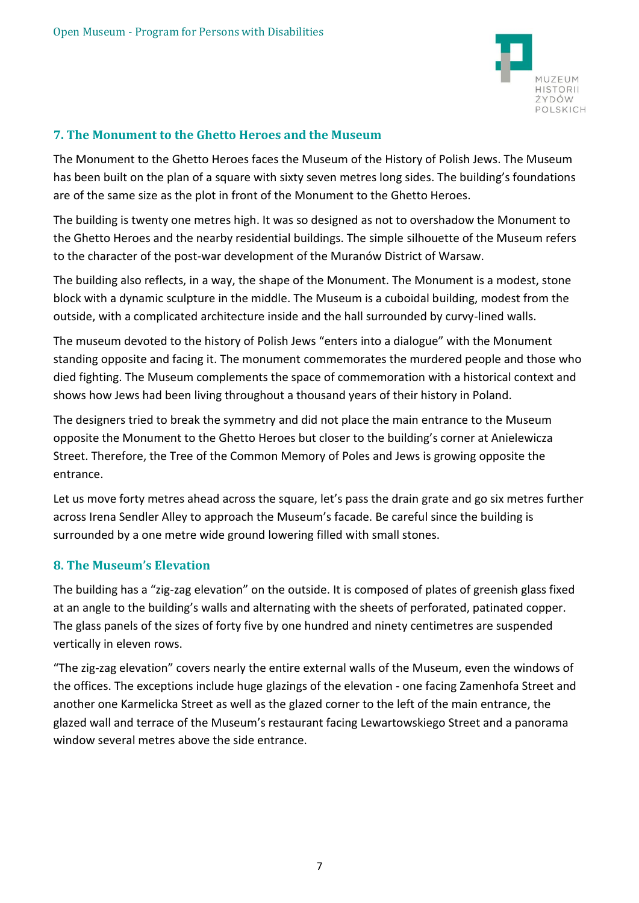## 7. The Monument to the Ghetto Heroes and the Museum

The Monument to the Ghetto Heroes faces the Museum of the History of Polish Jews. The Museum has been built on the plan of a square with sixty seven metres long sides. The building's foundations are of the same size as the plot in front of the Monument to the Ghetto Heroes.

The building is twenty one metres high. It was so designed as not to overshadow the Monument to the Ghetto Heroes and the nearby residential buildings. The simple silhouette of the Museum refers to the character of the post-war development of the Muranów District of Warsaw.

The building also reflects, in a way, the shape of the Monument. The Monument is a modest, stone block with a dynamic sculpture in the middle. The Museum is a cuboidal building, modest from the outside, with a complicated architecture inside and the hall surrounded by curvy-lined walls.

The museum devoted to the history of Polish Jews "enters into a dialogue" with the Monument standing opposite and facing it. The monument commemorates the murdered people and those who died fighting. The Museum complements the space of commemoration with a historical context and shows how Jews had been living throughout a thousand years of their history in Poland.

The designers tried to break the symmetry and did not place the main entrance to the Museum opposite the Monument to the Ghetto Heroes but closer to the building's corner at Anielewicza Street. Therefore, the Tree of the Common Memory of Poles and Jews is growing opposite the entrance.

Let us move forty metres ahead across the square, let's pass the drain grate and go six metres further across Irena Sendler Alley to approach the Museum's facade. Be careful since the building is surrounded by a one metre wide ground lowering filled with small stones.

## 8. The Museum's Elevation

The building has a "zig-zag elevation" on the outside. It is composed of plates of greenish glass fixed at an angle to the building's walls and alternating with the sheets of perforated, patinated copper. The glass panels of the sizes of forty five by one hundred and ninety centimetres are suspended vertically in eleven rows.

"The zig-zag elevation" covers nearly the entire external walls of the Museum, even the windows of the offices. The exceptions include huge glazings of the elevation - one facing Zamenhofa Street and another one Karmelicka Street as well as the glazed corner to the left of the main entrance, the glazed wall and terrace of the Museum's restaurant facing Lewartowskiego Street and a panorama window several metres above the side entrance.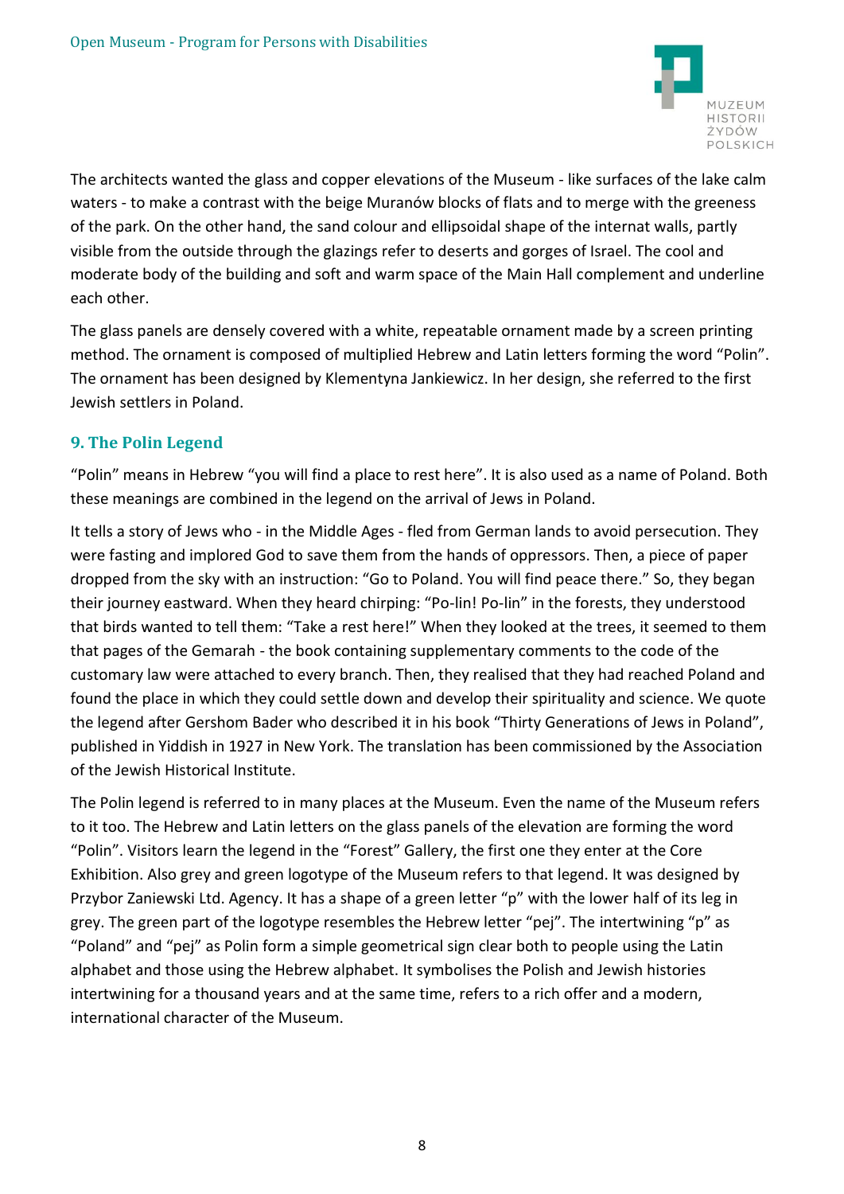The architects wanted the glass and copper elevations of the Museum - like surfaces of the lake calm waters - to make a contrast with the beige Muranów blocks of flats and to merge with the greeness of the park. On the other hand, the sand colour and ellipsoidal shape of the internat walls, partly visible from the outside through the glazings refer to deserts and gorges of Israel. The cool and moderate body of the building and soft and warm space of the Main Hall complement and underline each other.

The glass panels are densely covered with a white, repeatable ornament made by a screen printing method. The ornament is composed of multiplied Hebrew and Latin letters forming the word "Polin". The ornament has been designed by Klementyna Jankiewicz. In her design, she referred to the first Jewish settlers in Poland.

## 9. The Polin Legend

"Polin" means in Hebrew "you will find a place to rest here". It is also used as a name of Poland. Both these meanings are combined in the legend on the arrival of Jews in Poland.

It tells a story of Jews who - in the Middle Ages - fled from German lands to avoid persecution. They were fasting and implored God to save them from the hands of oppressors. Then, a piece of paper dropped from the sky with an instruction: "Go to Poland. You will find peace there." So, they began their journey eastward. When they heard chirping: "Po-lin! Po-lin" in the forests, they understood that birds wanted to tell them: "Take a rest here!" When they looked at the trees, it seemed to them that pages of the Gemarah - the book containing supplementary comments to the code of the customary law were attached to every branch. Then, they realised that they had reached Poland and found the place in which they could settle down and develop their spirituality and science. We quote the legend after Gershom Bader who described it in his book "Thirty Generations of Jews in Poland", published in Yiddish in 1927 in New York. The translation has been commissioned by the Association of the Jewish Historical Institute.

The Polin legend is referred to in many places at the Museum. Even the name of the Museum refers to it too. The Hebrew and Latin letters on the glass panels of the elevation are forming the word "Polin". Visitors learn the legend in the "Forest" Gallery, the first one they enter at the Core Exhibition. Also grey and green logotype of the Museum refers to that legend. It was designed by Przybor Zaniewski Ltd. Agency. It has a shape of a green letter "p" with the lower half of its leg in grey. The green part of the logotype resembles the Hebrew letter "pej". The intertwining "p" as "Poland" and "pej" as Polin form a simple geometrical sign clear both to people using the Latin alphabet and those using the Hebrew alphabet. It symbolises the Polish and Jewish histories intertwining for a thousand years and at the same time, refers to a rich offer and a modern, international character of the Museum.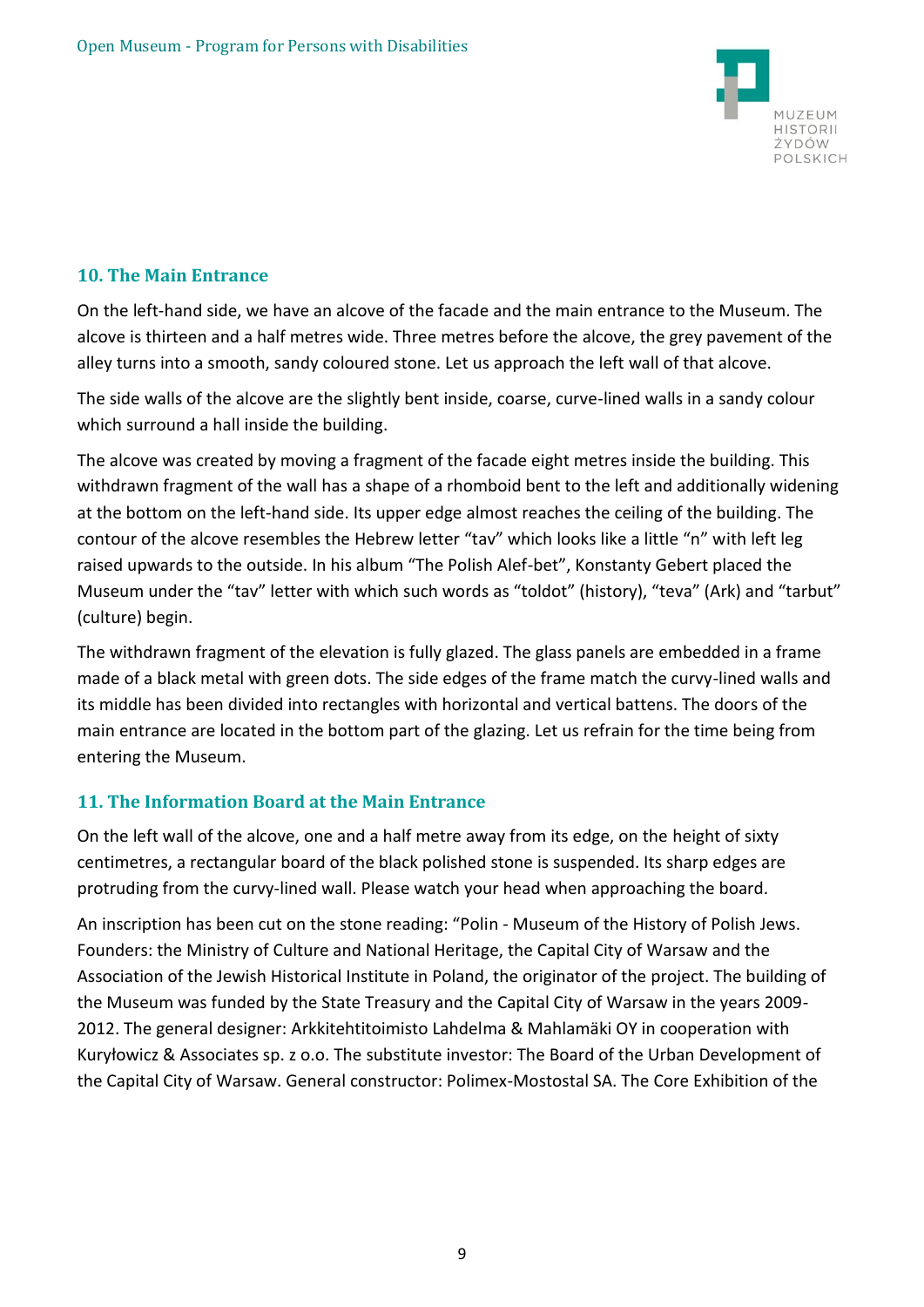## 10. The Main Entrance

On the left-hand side, we have an alcove of the facade and the main entrance to the Museum. The alcove is thirteen and a half metres wide. Three metres before the alcove, the grey pavement of the alley turns into a smooth, sandy coloured stone. Let us approach the left wall of that alcove.

The side walls of the alcove are the slightly bent inside, coarse, curve-lined walls in a sandy colour which surround a hall inside the building.

The alcove was created by moving a fragment of the facade eight metres inside the building. This withdrawn fragment of the wall has a shape of a rhomboid bent to the left and additionally widening at the bottom on the left-hand side. Its upper edge almost reaches the ceiling of the building. The contour of the alcove resembles the Hebrew letter "tav" which looks like a little "n" with left leg raised upwards to the outside. In his album "The Polish Alef-bet", Konstanty Gebert placed the Museum under the "tav" letter with which such words as "toldot" (history), "teva" (Ark) and "tarbut" (culture) begin.

The withdrawn fragment of the elevation is fully glazed. The glass panels are embedded in a frame made of a black metal with green dots. The side edges of the frame match the curvy-lined walls and its middle has been divided into rectangles with horizontal and vertical battens. The doors of the main entrance are located in the bottom part of the glazing. Let us refrain for the time being from entering the Museum.

## 11. The Information Board at the Main Entrance

On the left wall of the alcove, one and a half metre away from its edge, on the height of sixty centimetres, a rectangular board of the black polished stone is suspended. Its sharp edges are protruding from the curvy-lined wall. Please watch your head when approaching the board.

An inscription has been cut on the stone reading: "Polin - Museum of the History of Polish Jews. Founders: the Ministry of Culture and National Heritage, the Capital City of Warsaw and the Association of the Jewish Historical Institute in Poland, the originator of the project. The building of the Museum was funded by the State Treasury and the Capital City of Warsaw in the years 2009-2012. The general designer: Arkkitehtitoimisto Lahdelma & Mahlamäki OY in cooperation with Kuryłowicz & Associates sp. z o.o. The substitute investor: The Board of the Urban Development of the Capital City of Warsaw. General constructor: Polimex-Mostostal SA. The Core Exhibition of the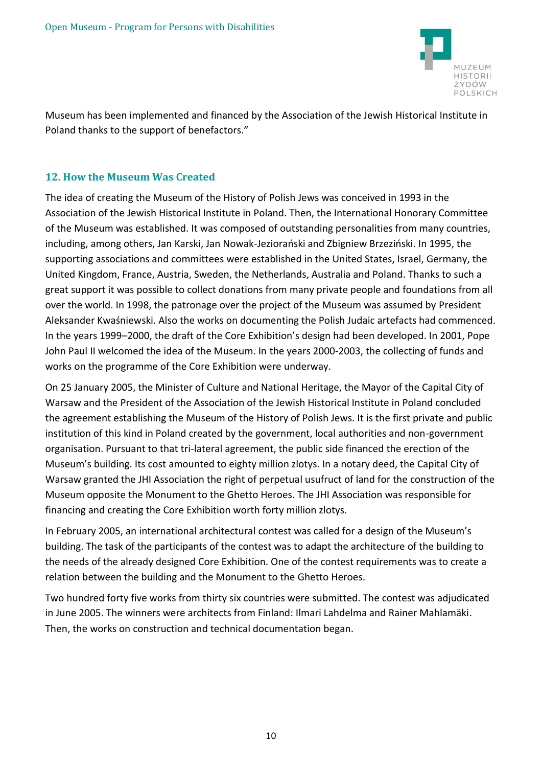Museum has been implemented and financed by the Association of the Jewish Historical Institute in Poland thanks to the support of benefactors."

## 12. How the Museum Was Created

The idea of creating the Museum of the History of Polish Jews was conceived in 1993 in the Association of the Jewish Historical Institute in Poland. Then, the International Honorary Committee of the Museum was established. It was composed of outstanding personalities from many countries, including, among others, Jan Karski, Jan Nowak-Jeziorański and Zbigniew Brzeziński. In 1995, the supporting associations and committees were established in the United States, Israel, Germany, the United Kingdom, France, Austria, Sweden, the Netherlands, Australia and Poland. Thanks to such a great support it was possible to collect donations from many private people and foundations from all over the world. In 1998, the patronage over the project of the Museum was assumed by President Aleksander Kwaśniewski. Also the works on documenting the Polish Judaic artefacts had commenced. In the years 1999–2000, the draft of the Core Exhibition's design had been developed. In 2001, Pope John Paul II welcomed the idea of the Museum. In the years 2000-2003, the collecting of funds and works on the programme of the Core Exhibition were underway.

On 25 January 2005, the Minister of Culture and National Heritage, the Mayor of the Capital City of Warsaw and the President of the Association of the Jewish Historical Institute in Poland concluded the agreement establishing the Museum of the History of Polish Jews. It is the first private and public institution of this kind in Poland created by the government, local authorities and non-government organisation. Pursuant to that tri-lateral agreement, the public side financed the erection of the Museum's building. Its cost amounted to eighty million zlotys. In a notary deed, the Capital City of Warsaw granted the JHI Association the right of perpetual usufruct of land for the construction of the Museum opposite the Monument to the Ghetto Heroes. The JHI Association was responsible for financing and creating the Core Exhibition worth forty million zlotys.

In February 2005, an international architectural contest was called for a design of the Museum's building. The task of the participants of the contest was to adapt the architecture of the building to the needs of the already designed Core Exhibition. One of the contest requirements was to create a relation between the building and the Monument to the Ghetto Heroes.

Two hundred forty five works from thirty six countries were submitted. The contest was adjudicated in June 2005. The winners were architects from Finland: Ilmari Lahdelma and Rainer Mahlamäki. Then, the works on construction and technical documentation began.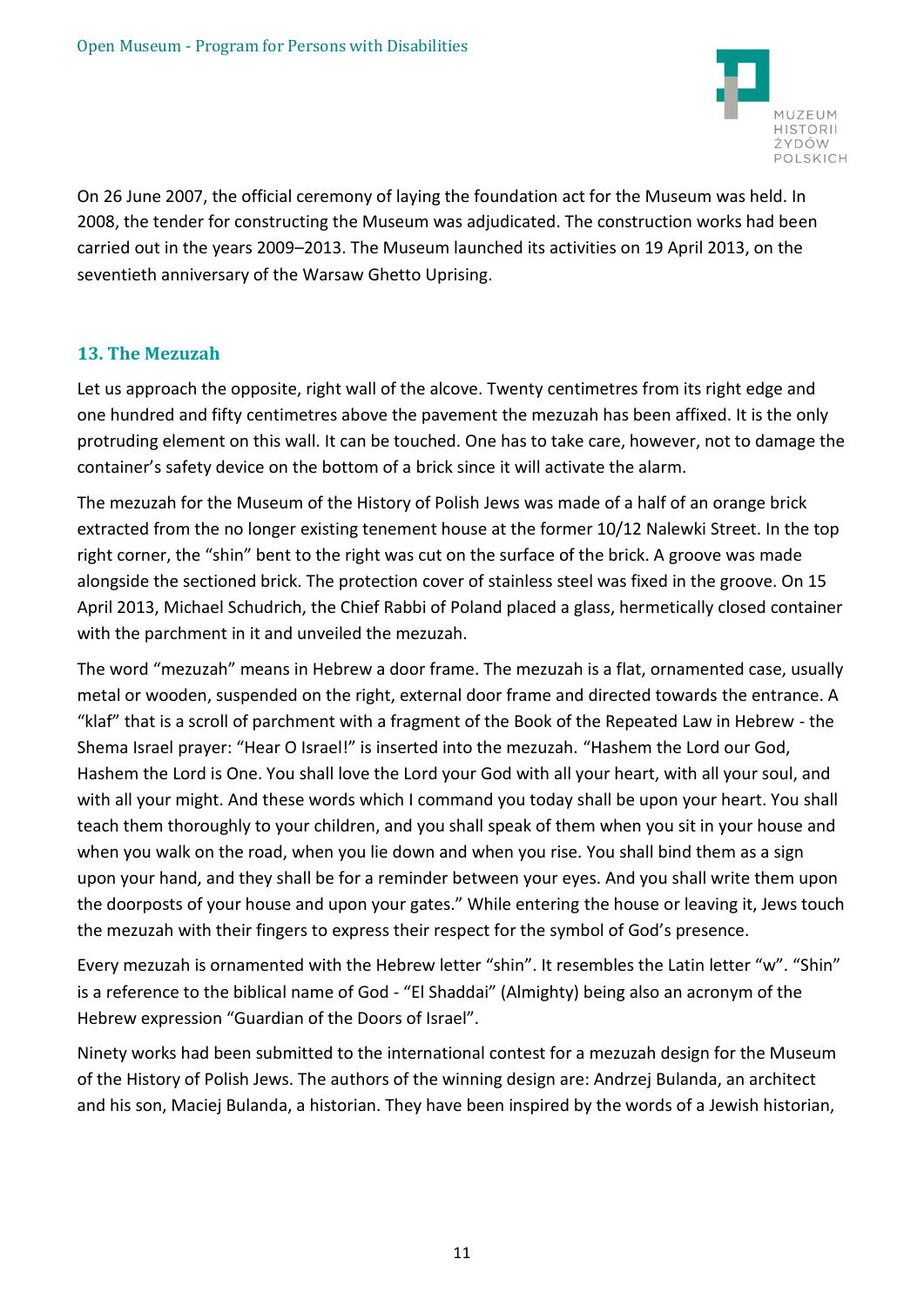On 26 June 2007, the official ceremony of laying the foundation act for the Museum was held. In 2008, the tender for constructing the Museum was adjudicated. The construction works had been carried out in the years 2009–2013. The Museum launched its activities on 19 April 2013, on the seventieth anniversary of the Warsaw Ghetto Uprising.

## 13. The Mezuzah

Let us approach the opposite, right wall of the alcove. Twenty centimetres from its right edge and one hundred and fifty centimetres above the pavement the mezuzah has been affixed. It is the only protruding element on this wall. It can be touched. One has to take care, however, not to damage the container's safety device on the bottom of a brick since it will activate the alarm.

The mezuzah for the Museum of the History of Polish Jews was made of a half of an orange brick extracted from the no longer existing tenement house at the former 10/12 Nalewki Street. In the top right corner, the "shin" bent to the right was cut on the surface of the brick. A groove was made alongside the sectioned brick. The protection cover of stainless steel was fixed in the groove. On 15 April 2013, Michael Schudrich, the Chief Rabbi of Poland placed a glass, hermetically closed container with the parchment in it and unveiled the mezuzah.

The word "mezuzah" means in Hebrew a door frame. The mezuzah is a flat, ornamented case, usually metal or wooden, suspended on the right, external door frame and directed towards the entrance. A "klaf" that is a scroll of parchment with a fragment of the Book of the Repeated Law in Hebrew - the Shema Israel prayer: "Hear O Israel!" is inserted into the mezuzah. "Hashem the Lord our God, Hashem the Lord is One. You shall love the Lord your God with all your heart, with all your soul, and with all your might. And these words which I command you today shall be upon your heart. You shall teach them thoroughly to your children, and you shall speak of them when you sit in your house and when you walk on the road, when you lie down and when you rise. You shall bind them as a sign upon your hand, and they shall be for a reminder between your eyes. And you shall write them upon the doorposts of your house and upon your gates." While entering the house or leaving it, Jews touch the mezuzah with their fingers to express their respect for the symbol of God's presence.

Every mezuzah is ornamented with the Hebrew letter "shin". It resembles the Latin letter "w". "Shin" is a reference to the biblical name of God - "El Shaddai" (Almighty) being also an acronym of the Hebrew expression "Guardian of the Doors of Israel".

Ninety works had been submitted to the international contest for a mezuzah design for the Museum of the History of Polish Jews. The authors of the winning design are: Andrzej Bulanda, an architect and his son, Maciej Bulanda, a historian. They have been inspired by the words of a Jewish historian,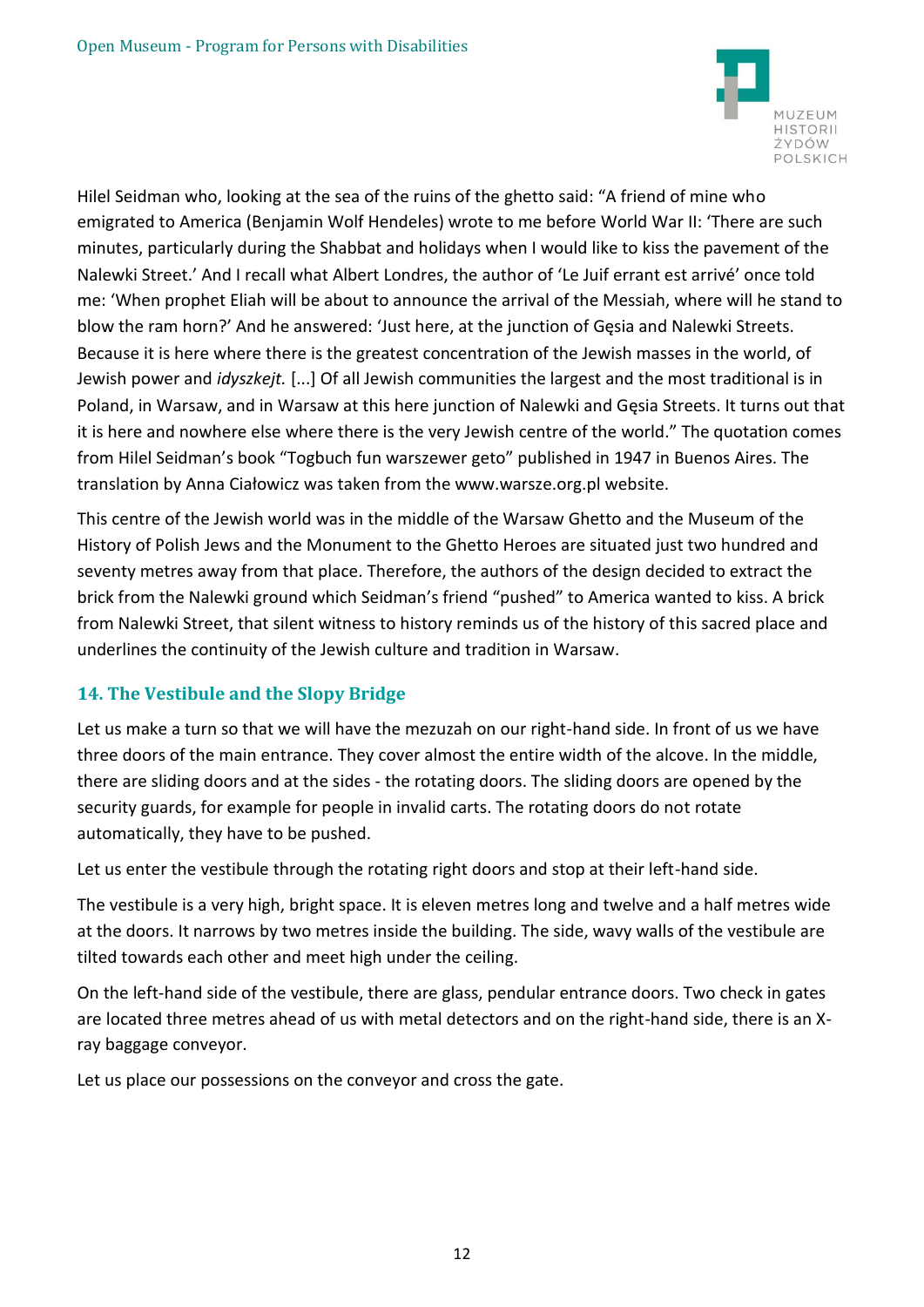Hilel Seidman who, looking at the sea of the ruins of the ghetto said: "A friend of mine who emigrated to America (Benjamin Wolf Hendeles) wrote to me before World War II: 'There are such minutes, particularly during the Shabbat and holidays when I would like to kiss the pavement of the Nalewki Street.' And I recall what Albert Londres, the author of 'Le Juif errant est arrivé' once told me: 'When prophet Eliah will be about to announce the arrival of the Messiah, where will he stand to blow the ram horn?' And he answered: 'Just here, at the junction of Gęsia and Nalewki Streets. Because it is here where there is the greatest concentration of the Jewish masses in the world, of Jewish power and *idyszkejt.* [...] Of all Jewish communities the largest and the most traditional is in Poland, in Warsaw, and in Warsaw at this here junction of Nalewki and Gęsia Streets. It turns out that it is here and nowhere else where there is the very Jewish centre of the world." The quotation comes from Hilel Seidman's book "Togbuch fun warszewer geto" published in 1947 in Buenos Aires. The translation by Anna Ciałowicz was taken from the www.warsze.org.pl website.

This centre of the Jewish world was in the middle of the Warsaw Ghetto and the Museum of the History of Polish Jews and the Monument to the Ghetto Heroes are situated just two hundred and seventy metres away from that place. Therefore, the authors of the design decided to extract the brick from the Nalewki ground which Seidman's friend "pushed" to America wanted to kiss. A brick from Nalewki Street, that silent witness to history reminds us of the history of this sacred place and underlines the continuity of the Jewish culture and tradition in Warsaw.

## 14. The Vestibule and the Slopy Bridge

Let us make a turn so that we will have the mezuzah on our right-hand side. In front of us we have three doors of the main entrance. They cover almost the entire width of the alcove. In the middle, there are sliding doors and at the sides - the rotating doors. The sliding doors are opened by the security guards, for example for people in invalid carts. The rotating doors do not rotate automatically, they have to be pushed.

Let us enter the vestibule through the rotating right doors and stop at their left-hand side.

The vestibule is a very high, bright space. It is eleven metres long and twelve and a half metres wide at the doors. It narrows by two metres inside the building. The side, wavy walls of the vestibule are tilted towards each other and meet high under the ceiling.

On the left-hand side of the vestibule, there are glass, pendular entrance doors. Two check in gates are located three metres ahead of us with metal detectors and on the right-hand side, there is an X-ray baggage conveyor.

Let us place our possessions on the conveyor and cross the gate.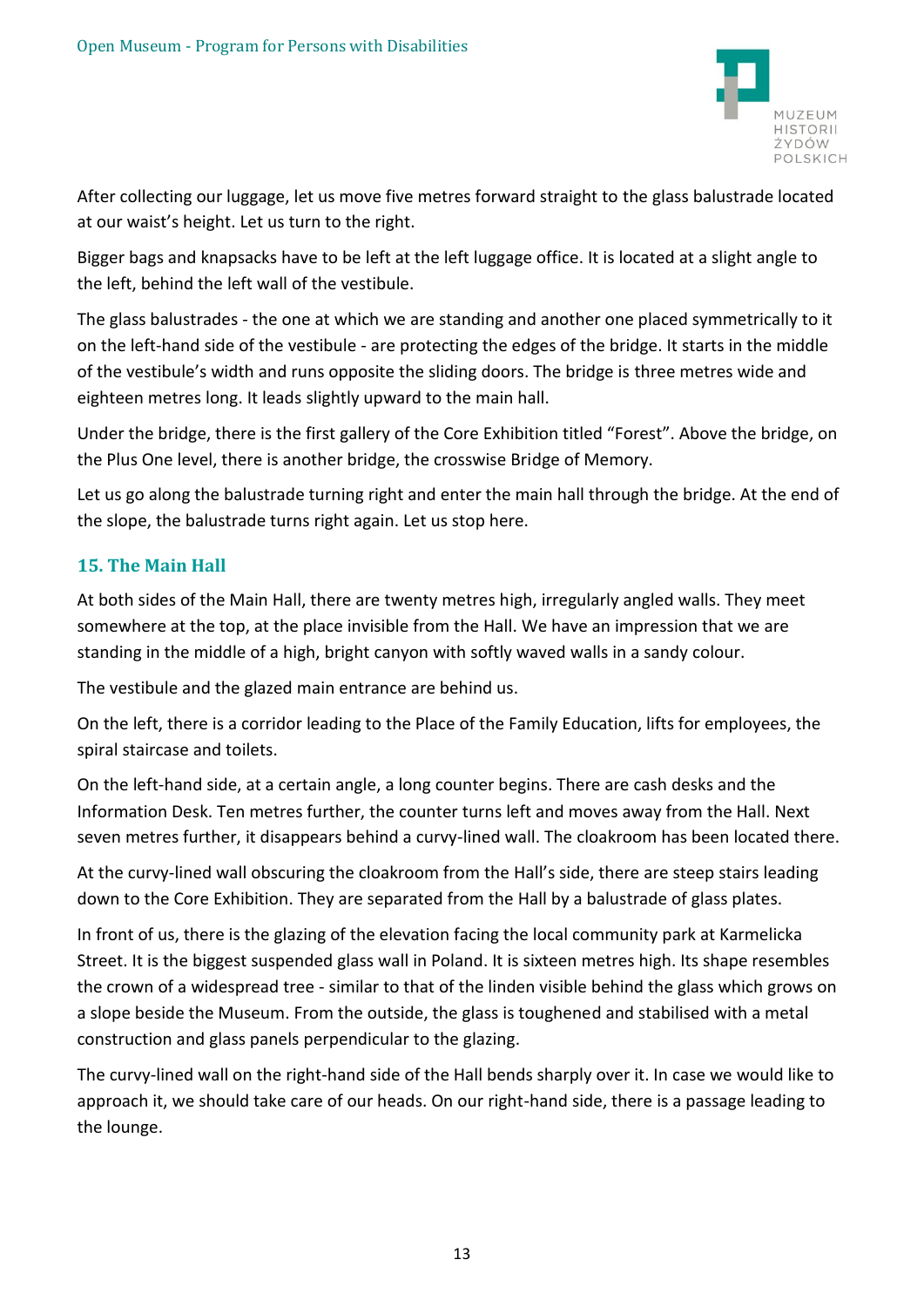After collecting our luggage, let us move five metres forward straight to the glass balustrade located at our waist's height. Let us turn to the right.

Bigger bags and knapsacks have to be left at the left luggage office. It is located at a slight angle to the left, behind the left wall of the vestibule.

The glass balustrades - the one at which we are standing and another one placed symmetrically to it on the left-hand side of the vestibule - are protecting the edges of the bridge. It starts in the middle of the vestibule's width and runs opposite the sliding doors. The bridge is three metres wide and eighteen metres long. It leads slightly upward to the main hall.

Under the bridge, there is the first gallery of the Core Exhibition titled "Forest". Above the bridge, on the Plus One level, there is another bridge, the crosswise Bridge of Memory.

Let us go along the balustrade turning right and enter the main hall through the bridge. At the end of the slope, the balustrade turns right again. Let us stop here.

## 15. The Main Hall

At both sides of the Main Hall, there are twenty metres high, irregularly angled walls. They meet somewhere at the top, at the place invisible from the Hall. We have an impression that we are standing in the middle of a high, bright canyon with softly waved walls in a sandy colour.

The vestibule and the glazed main entrance are behind us.

On the left, there is a corridor leading to the Place of the Family Education, lifts for employees, the spiral staircase and toilets.

On the left-hand side, at a certain angle, a long counter begins. There are cash desks and the Information Desk. Ten metres further, the counter turns left and moves away from the Hall. Next seven metres further, it disappears behind a curvy-lined wall. The cloakroom has been located there.

At the curvy-lined wall obscuring the cloakroom from the Hall's side, there are steep stairs leading down to the Core Exhibition. They are separated from the Hall by a balustrade of glass plates.

In front of us, there is the glazing of the elevation facing the local community park at Karmelicka Street. It is the biggest suspended glass wall in Poland. It is sixteen metres high. Its shape resembles the crown of a widespread tree - similar to that of the linden visible behind the glass which grows on a slope beside the Museum. From the outside, the glass is toughened and stabilised with a metal construction and glass panels perpendicular to the glazing.

The curvy-lined wall on the right-hand side of the Hall bends sharply over it. In case we would like to approach it, we should take care of our heads. On our right-hand side, there is a passage leading to the lounge.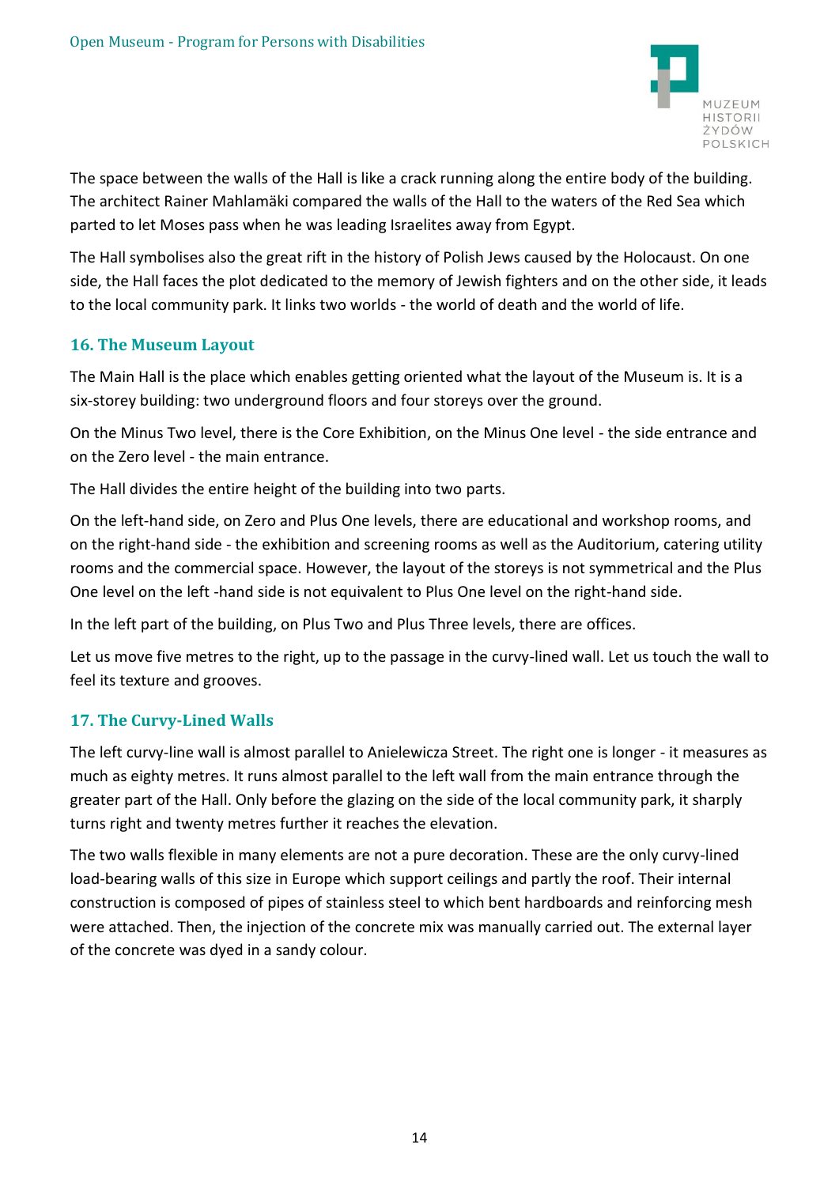The space between the walls of the Hall is like a crack running along the entire body of the building. The architect Rainer Mahlamäki compared the walls of the Hall to the waters of the Red Sea which parted to let Moses pass when he was leading Israelites away from Egypt.

The Hall symbolises also the great rift in the history of Polish Jews caused by the Holocaust. On one side, the Hall faces the plot dedicated to the memory of Jewish fighters and on the other side, it leads to the local community park. It links two worlds - the world of death and the world of life.

## 16. The Museum Layout

The Main Hall is the place which enables getting oriented what the layout of the Museum is. It is a six-storey building: two underground floors and four storeys over the ground.

On the Minus Two level, there is the Core Exhibition, on the Minus One level - the side entrance and on the Zero level - the main entrance.

The Hall divides the entire height of the building into two parts.

On the left-hand side, on Zero and Plus One levels, there are educational and workshop rooms, and on the right-hand side - the exhibition and screening rooms as well as the Auditorium, catering utility rooms and the commercial space. However, the layout of the storeys is not symmetrical and the Plus One level on the left -hand side is not equivalent to Plus One level on the right-hand side.

In the left part of the building, on Plus Two and Plus Three levels, there are offices.

Let us move five metres to the right, up to the passage in the curvy-lined wall. Let us touch the wall to feel its texture and grooves.

## 17. The Curvy-Lined Walls

The left curvy-line wall is almost parallel to Anielewicza Street. The right one is longer - it measures as much as eighty metres. It runs almost parallel to the left wall from the main entrance through the greater part of the Hall. Only before the glazing on the side of the local community park, it sharply turns right and twenty metres further it reaches the elevation.

The two walls flexible in many elements are not a pure decoration. These are the only curvy-lined load-bearing walls of this size in Europe which support ceilings and partly the roof. Their internal construction is composed of pipes of stainless steel to which bent hardboards and reinforcing mesh were attached. Then, the injection of the concrete mix was manually carried out. The external layer of the concrete was dyed in a sandy colour.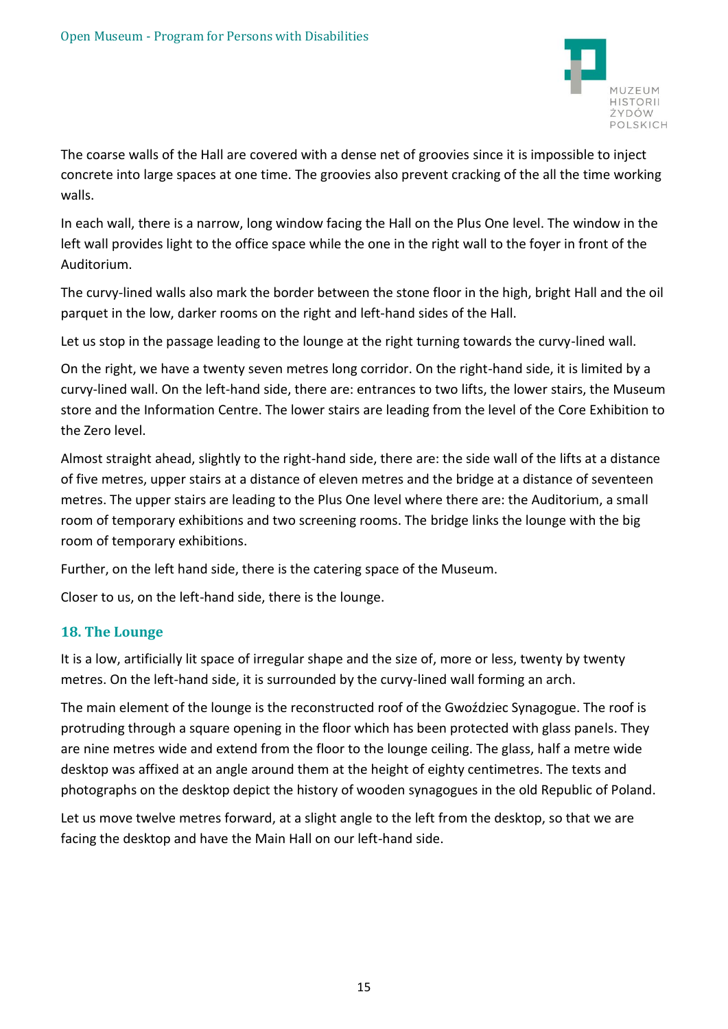The coarse walls of the Hall are covered with a dense net of groovies since it is impossible to inject concrete into large spaces at one time. The groovies also prevent cracking of the all the time working walls.

In each wall, there is a narrow, long window facing the Hall on the Plus One level. The window in the left wall provides light to the office space while the one in the right wall to the foyer in front of the Auditorium.

The curvy-lined walls also mark the border between the stone floor in the high, bright Hall and the oil parquet in the low, darker rooms on the right and left-hand sides of the Hall.

Let us stop in the passage leading to the lounge at the right turning towards the curvy-lined wall.

On the right, we have a twenty seven metres long corridor. On the right-hand side, it is limited by a curvy-lined wall. On the left-hand side, there are: entrances to two lifts, the lower stairs, the Museum store and the Information Centre. The lower stairs are leading from the level of the Core Exhibition to the Zero level.

Almost straight ahead, slightly to the right-hand side, there are: the side wall of the lifts at a distance of five metres, upper stairs at a distance of eleven metres and the bridge at a distance of seventeen metres. The upper stairs are leading to the Plus One level where there are: the Auditorium, a small room of temporary exhibitions and two screening rooms. The bridge links the lounge with the big room of temporary exhibitions.

Further, on the left hand side, there is the catering space of the Museum.

Closer to us, on the left-hand side, there is the lounge.

## 18. The Lounge

It is a low, artificially lit space of irregular shape and the size of, more or less, twenty by twenty metres. On the left-hand side, it is surrounded by the curvy-lined wall forming an arch.

The main element of the lounge is the reconstructed roof of the Gwoździec Synagogue. The roof is protruding through a square opening in the floor which has been protected with glass panels. They are nine metres wide and extend from the floor to the lounge ceiling. The glass, half a metre wide desktop was affixed at an angle around them at the height of eighty centimetres. The texts and photographs on the desktop depict the history of wooden synagogues in the old Republic of Poland.

Let us move twelve metres forward, at a slight angle to the left from the desktop, so that we are facing the desktop and have the Main Hall on our left-hand side.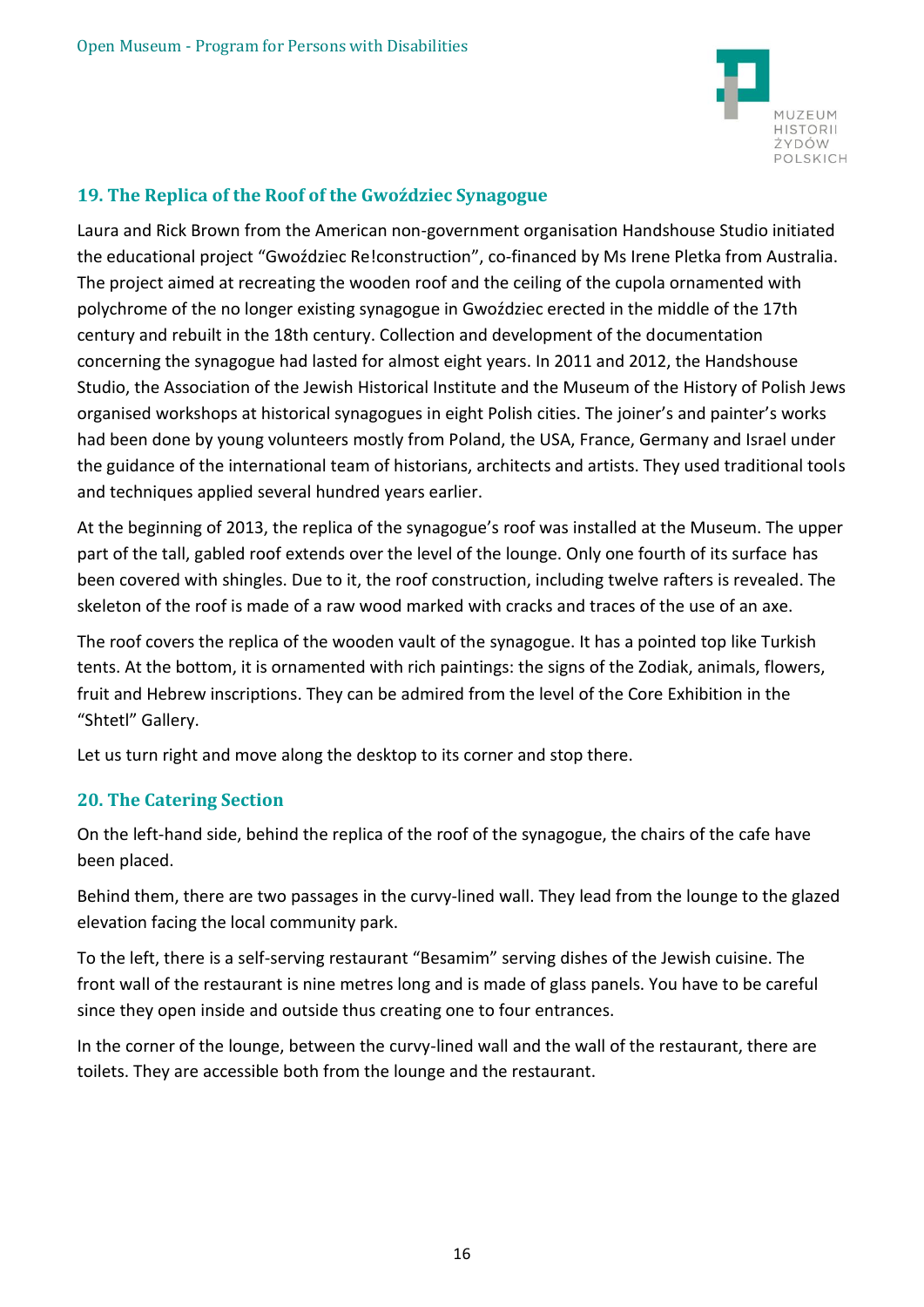## 19. The Replica of the Roof of the Gwoździec Synagogue

Laura and Rick Brown from the American non-government organisation Handshouse Studio initiated the educational project "Gwoździec Re!construction", co-financed by Ms Irene Pletka from Australia. The project aimed at recreating the wooden roof and the ceiling of the cupola ornamented with polychrome of the no longer existing synagogue in Gwoździec erected in the middle of the 17th century and rebuilt in the 18th century. Collection and development of the documentation concerning the synagogue had lasted for almost eight years. In 2011 and 2012, the Handshouse Studio, the Association of the Jewish Historical Institute and the Museum of the History of Polish Jews organised workshops at historical synagogues in eight Polish cities. The joiner's and painter's works had been done by young volunteers mostly from Poland, the USA, France, Germany and Israel under the guidance of the international team of historians, architects and artists. They used traditional tools and techniques applied several hundred years earlier.

At the beginning of 2013, the replica of the synagogue's roof was installed at the Museum. The upper part of the tall, gabled roof extends over the level of the lounge. Only one fourth of its surface has been covered with shingles. Due to it, the roof construction, including twelve rafters is revealed. The skeleton of the roof is made of a raw wood marked with cracks and traces of the use of an axe.

The roof covers the replica of the wooden vault of the synagogue. It has a pointed top like Turkish tents. At the bottom, it is ornamented with rich paintings: the signs of the Zodiak, animals, flowers, fruit and Hebrew inscriptions. They can be admired from the level of the Core Exhibition in the "Shtetl" Gallery.

Let us turn right and move along the desktop to its corner and stop there.

## 20. The Catering Section

On the left-hand side, behind the replica of the roof of the synagogue, the chairs of the cafe have been placed.

Behind them, there are two passages in the curvy-lined wall. They lead from the lounge to the glazed elevation facing the local community park.

To the left, there is a self-serving restaurant "Besamim" serving dishes of the Jewish cuisine. The front wall of the restaurant is nine metres long and is made of glass panels. You have to be careful since they open inside and outside thus creating one to four entrances.

In the corner of the lounge, between the curvy-lined wall and the wall of the restaurant, there are toilets. They are accessible both from the lounge and the restaurant.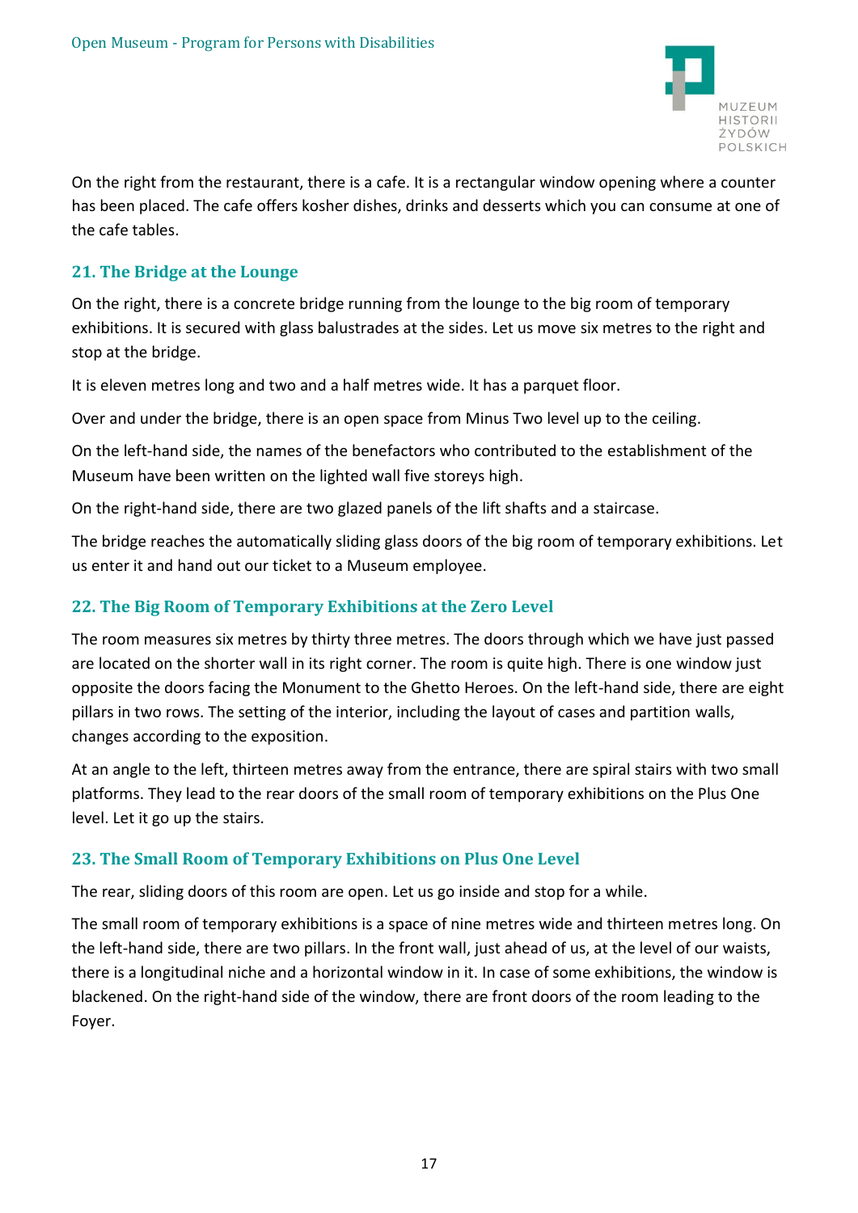On the right from the restaurant, there is a cafe. It is a rectangular window opening where a counter has been placed. The cafe offers kosher dishes, drinks and desserts which you can consume at one of the cafe tables.

## 21. The Bridge at the Lounge

On the right, there is a concrete bridge running from the lounge to the big room of temporary exhibitions. It is secured with glass balustrades at the sides. Let us move six metres to the right and stop at the bridge.

It is eleven metres long and two and a half metres wide. It has a parquet floor.

Over and under the bridge, there is an open space from Minus Two level up to the ceiling.

On the left-hand side, the names of the benefactors who contributed to the establishment of the Museum have been written on the lighted wall five storeys high.

On the right-hand side, there are two glazed panels of the lift shafts and a staircase.

The bridge reaches the automatically sliding glass doors of the big room of temporary exhibitions. Let us enter it and hand out our ticket to a Museum employee.

## 22. The Big Room of Temporary Exhibitions at the Zero Level

The room measures six metres by thirty three metres. The doors through which we have just passed are located on the shorter wall in its right corner. The room is quite high. There is one window just opposite the doors facing the Monument to the Ghetto Heroes. On the left-hand side, there are eight pillars in two rows. The setting of the interior, including the layout of cases and partition walls, changes according to the exposition.

At an angle to the left, thirteen metres away from the entrance, there are spiral stairs with two small platforms. They lead to the rear doors of the small room of temporary exhibitions on the Plus One level. Let it go up the stairs.

## 23. The Small Room of Temporary Exhibitions on Plus One Level

The rear, sliding doors of this room are open. Let us go inside and stop for a while.

The small room of temporary exhibitions is a space of nine metres wide and thirteen metres long. On the left-hand side, there are two pillars. In the front wall, just ahead of us, at the level of our waists, there is a longitudinal niche and a horizontal window in it. In case of some exhibitions, the window is blackened. On the right-hand side of the window, there are front doors of the room leading to the Foyer.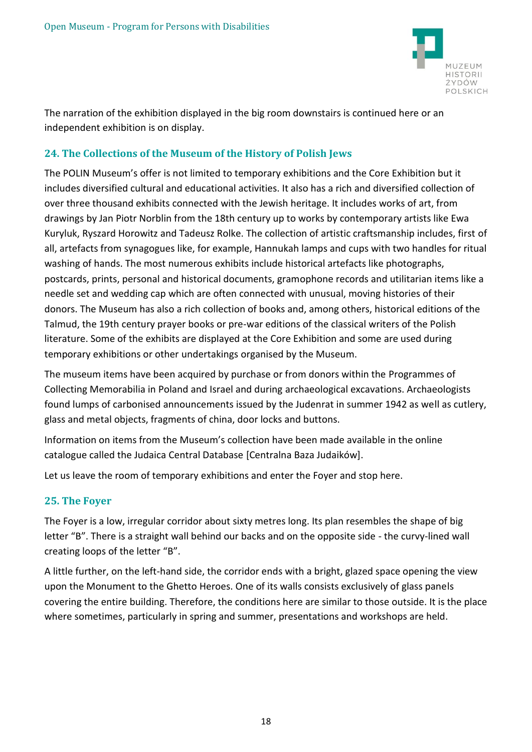The narration of the exhibition displayed in the big room downstairs is continued here or an independent exhibition is on display.

## 24. The Collections of the Museum of the History of Polish Jews

The POLIN Museum's offer is not limited to temporary exhibitions and the Core Exhibition but it includes diversified cultural and educational activities. It also has a rich and diversified collection of over three thousand exhibits connected with the Jewish heritage. It includes works of art, from drawings by Jan Piotr Norblin from the 18th century up to works by contemporary artists like Ewa Kuryluk, Ryszard Horowitz and Tadeusz Rolke. The collection of artistic craftsmanship includes, first of all, artefacts from synagogues like, for example, Hannukah lamps and cups with two handles for ritual washing of hands. The most numerous exhibits include historical artefacts like photographs, postcards, prints, personal and historical documents, gramophone records and utilitarian items like a needle set and wedding cap which are often connected with unusual, moving histories of their donors. The Museum has also a rich collection of books and, among others, historical editions of the Talmud, the 19th century prayer books or pre-war editions of the classical writers of the Polish literature. Some of the exhibits are displayed at the Core Exhibition and some are used during temporary exhibitions or other undertakings organised by the Museum.

The museum items have been acquired by purchase or from donors within the Programmes of Collecting Memorabilia in Poland and Israel and during archaeological excavations. Archaeologists found lumps of carbonised announcements issued by the Judenrat in summer 1942 as well as cutlery, glass and metal objects, fragments of china, door locks and buttons.

Information on items from the Museum's collection have been made available in the online catalogue called the Judaica Central Database [Centralna Baza Judaików].

Let us leave the room of temporary exhibitions and enter the Foyer and stop here.

## 25. The Foyer

The Foyer is a low, irregular corridor about sixty metres long. Its plan resembles the shape of big letter "B". There is a straight wall behind our backs and on the opposite side - the curvy-lined wall creating loops of the letter "B".

A little further, on the left-hand side, the corridor ends with a bright, glazed space opening the view upon the Monument to the Ghetto Heroes. One of its walls consists exclusively of glass panels covering the entire building. Therefore, the conditions here are similar to those outside. It is the place where sometimes, particularly in spring and summer, presentations and workshops are held.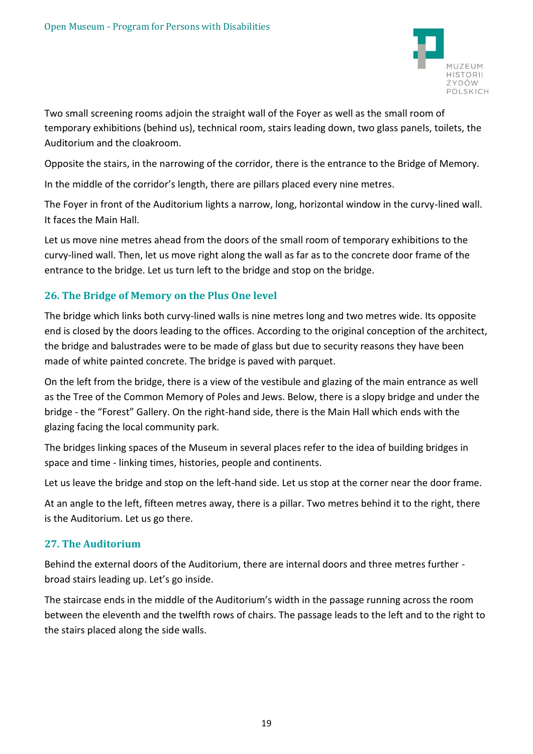Two small screening rooms adjoin the straight wall of the Foyer as well as the small room of temporary exhibitions (behind us), technical room, stairs leading down, two glass panels, toilets, the Auditorium and the cloakroom.

Opposite the stairs, in the narrowing of the corridor, there is the entrance to the Bridge of Memory.

In the middle of the corridor's length, there are pillars placed every nine metres.

The Foyer in front of the Auditorium lights a narrow, long, horizontal window in the curvy-lined wall. It faces the Main Hall.

Let us move nine metres ahead from the doors of the small room of temporary exhibitions to the curvy-lined wall. Then, let us move right along the wall as far as to the concrete door frame of the entrance to the bridge. Let us turn left to the bridge and stop on the bridge.

### 26. The Bridge of Memory on the Plus One level

The bridge which links both curvy-lined walls is nine metres long and two metres wide. Its opposite end is closed by the doors leading to the offices. According to the original conception of the architect, the bridge and balustrades were to be made of glass but due to security reasons they have been made of white painted concrete. The bridge is paved with parquet.

On the left from the bridge, there is a view of the vestibule and glazing of the main entrance as well as the Tree of the Common Memory of Poles and Jews. Below, there is a slopy bridge and under the bridge - the "Forest" Gallery. On the right-hand side, there is the Main Hall which ends with the glazing facing the local community park.

The bridges linking spaces of the Museum in several places refer to the idea of building bridges in space and time - linking times, histories, people and continents.

Let us leave the bridge and stop on the left-hand side. Let us stop at the corner near the door frame.

At an angle to the left, fifteen metres away, there is a pillar. Two metres behind it to the right, there is the Auditorium. Let us go there.

### 27. The Auditorium

Behind the external doors of the Auditorium, there are internal doors and three metres further - broad stairs leading up. Let's go inside.

The staircase ends in the middle of the Auditorium's width in the passage running across the room between the eleventh and the twelfth rows of chairs. The passage leads to the left and to the right to the stairs placed along the side walls.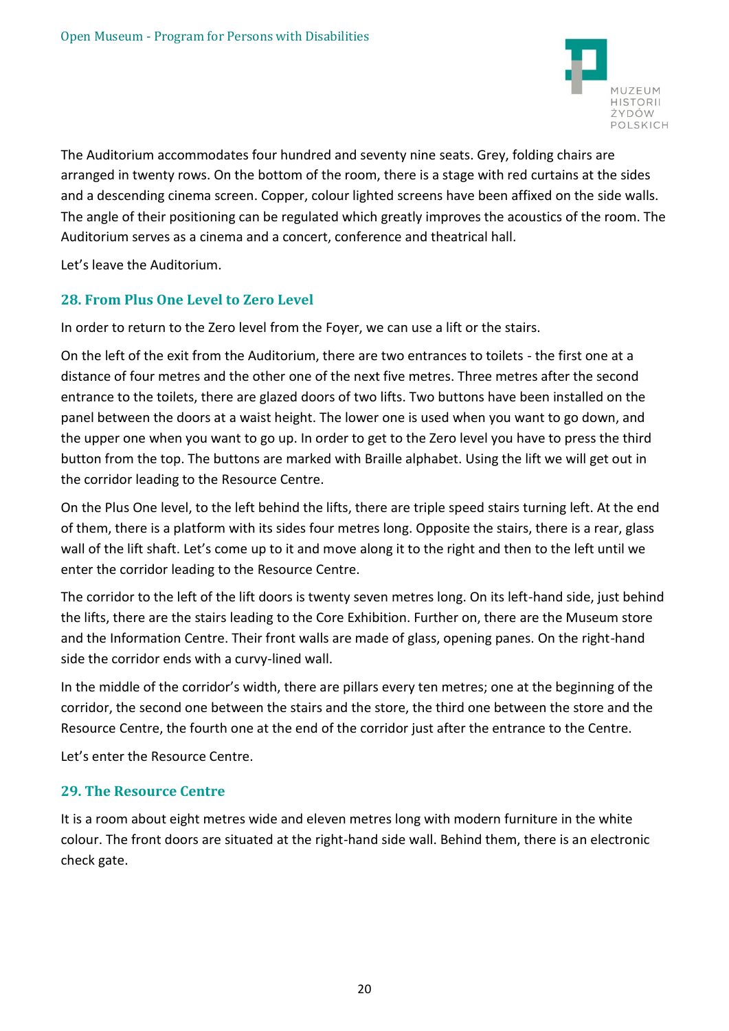The Auditorium accommodates four hundred and seventy nine seats. Grey, folding chairs are arranged in twenty rows. On the bottom of the room, there is a stage with red curtains at the sides and a descending cinema screen. Copper, colour lighted screens have been affixed on the side walls. The angle of their positioning can be regulated which greatly improves the acoustics of the room. The Auditorium serves as a cinema and a concert, conference and theatrical hall.

Let's leave the Auditorium.

## 28. From Plus One Level to Zero Level

In order to return to the Zero level from the Foyer, we can use a lift or the stairs.

On the left of the exit from the Auditorium, there are two entrances to toilets - the first one at a distance of four metres and the other one of the next five metres. Three metres after the second entrance to the toilets, there are glazed doors of two lifts. Two buttons have been installed on the panel between the doors at a waist height. The lower one is used when you want to go down, and the upper one when you want to go up. In order to get to the Zero level you have to press the third button from the top. The buttons are marked with Braille alphabet. Using the lift we will get out in the corridor leading to the Resource Centre.

On the Plus One level, to the left behind the lifts, there are triple speed stairs turning left. At the end of them, there is a platform with its sides four metres long. Opposite the stairs, there is a rear, glass wall of the lift shaft. Let's come up to it and move along it to the right and then to the left until we enter the corridor leading to the Resource Centre.

The corridor to the left of the lift doors is twenty seven metres long. On its left-hand side, just behind the lifts, there are the stairs leading to the Core Exhibition. Further on, there are the Museum store and the Information Centre. Their front walls are made of glass, opening panes. On the right-hand side the corridor ends with a curvy-lined wall.

In the middle of the corridor's width, there are pillars every ten metres; one at the beginning of the corridor, the second one between the stairs and the store, the third one between the store and the Resource Centre, the fourth one at the end of the corridor just after the entrance to the Centre.

Let's enter the Resource Centre.

## 29. The Resource Centre

It is a room about eight metres wide and eleven metres long with modern furniture in the white colour. The front doors are situated at the right-hand side wall. Behind them, there is an electronic check gate.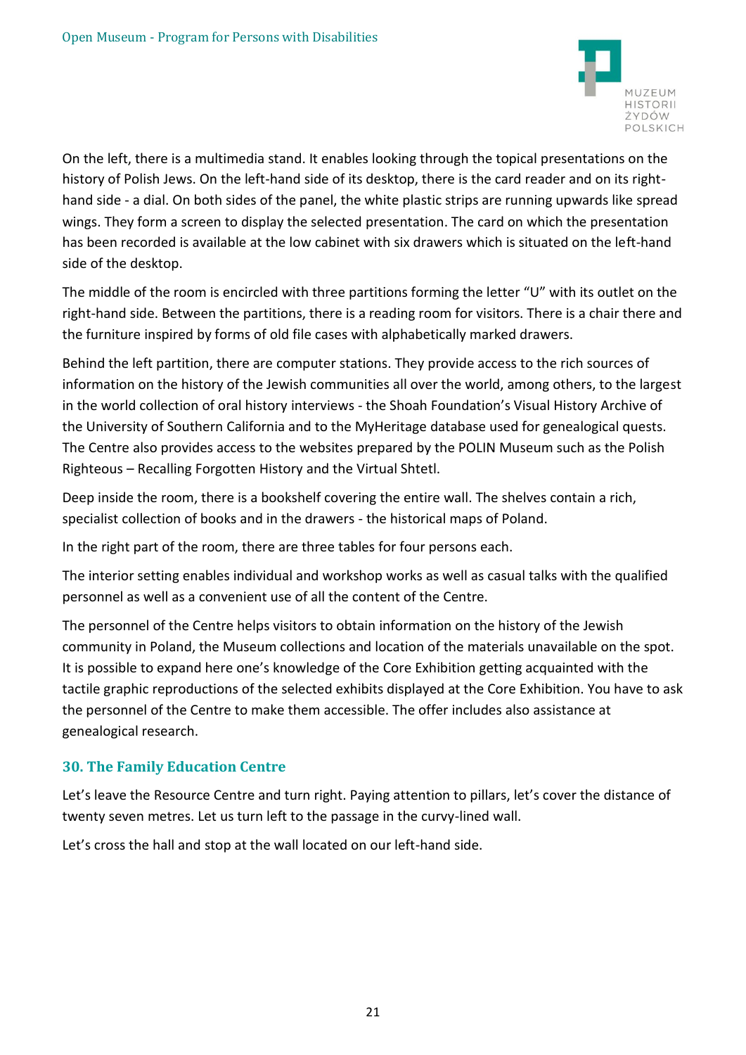On the left, there is a multimedia stand. It enables looking through the topical presentations on the history of Polish Jews. On the left-hand side of its desktop, there is the card reader and on its right-hand side - a dial. On both sides of the panel, the white plastic strips are running upwards like spread wings. They form a screen to display the selected presentation. The card on which the presentation has been recorded is available at the low cabinet with six drawers which is situated on the left-hand side of the desktop.

The middle of the room is encircled with three partitions forming the letter "U" with its outlet on the right-hand side. Between the partitions, there is a reading room for visitors. There is a chair there and the furniture inspired by forms of old file cases with alphabetically marked drawers.

Behind the left partition, there are computer stations. They provide access to the rich sources of information on the history of the Jewish communities all over the world, among others, to the largest in the world collection of oral history interviews - the Shoah Foundation's Visual History Archive of the University of Southern California and to the MyHeritage database used for genealogical quests. The Centre also provides access to the websites prepared by the POLIN Museum such as the Polish Righteous – Recalling Forgotten History and the Virtual Shtetl.

Deep inside the room, there is a bookshelf covering the entire wall. The shelves contain a rich, specialist collection of books and in the drawers - the historical maps of Poland.

In the right part of the room, there are three tables for four persons each.

The interior setting enables individual and workshop works as well as casual talks with the qualified personnel as well as a convenient use of all the content of the Centre.

The personnel of the Centre helps visitors to obtain information on the history of the Jewish community in Poland, the Museum collections and location of the materials unavailable on the spot. It is possible to expand here one's knowledge of the Core Exhibition getting acquainted with the tactile graphic reproductions of the selected exhibits displayed at the Core Exhibition. You have to ask the personnel of the Centre to make them accessible. The offer includes also assistance at genealogical research.

## 30. The Family Education Centre

Let's leave the Resource Centre and turn right. Paying attention to pillars, let's cover the distance of twenty seven metres. Let us turn left to the passage in the curvy-lined wall.

Let's cross the hall and stop at the wall located on our left-hand side.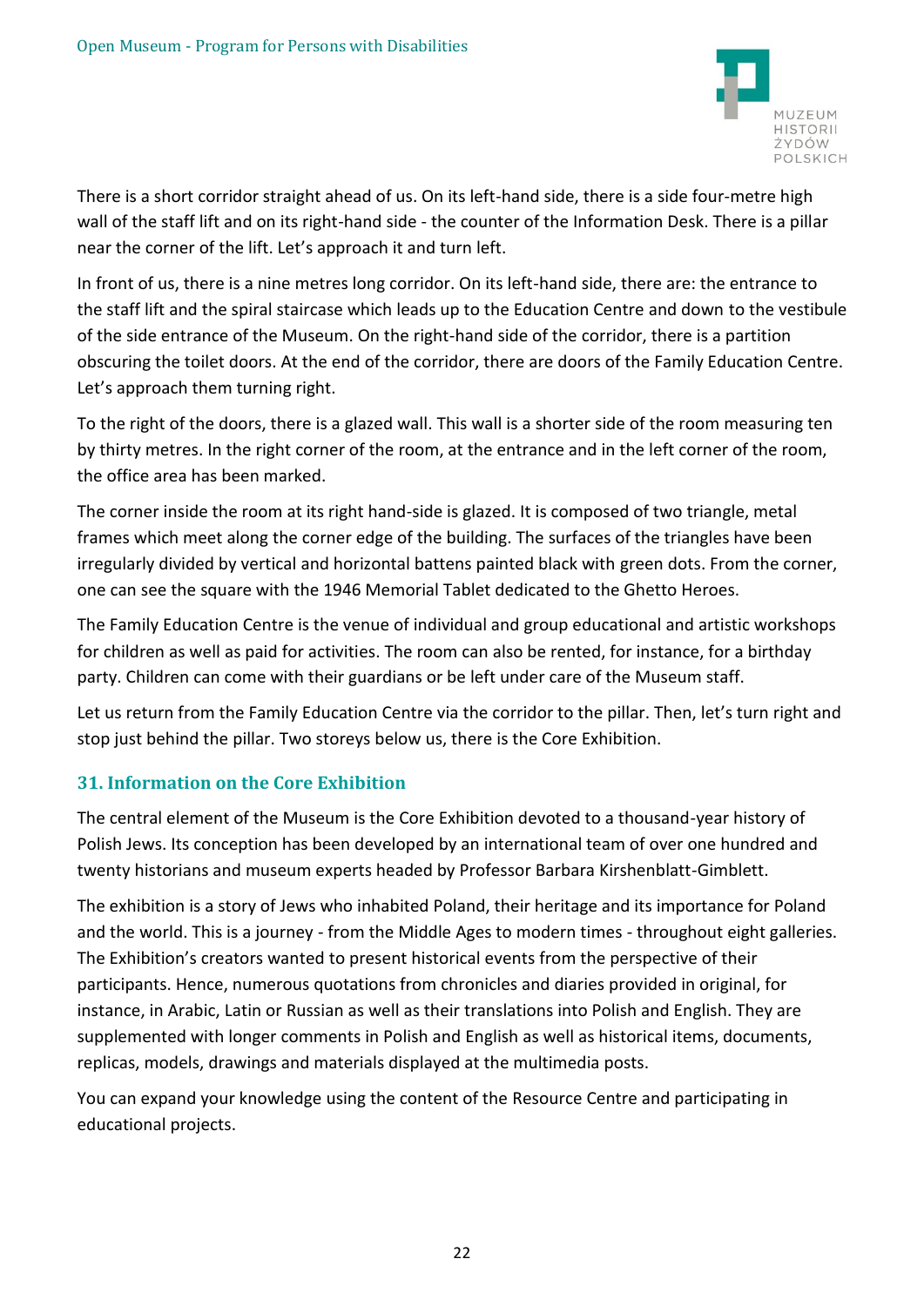There is a short corridor straight ahead of us. On its left-hand side, there is a side four-metre high wall of the staff lift and on its right-hand side - the counter of the Information Desk. There is a pillar near the corner of the lift. Let's approach it and turn left.

In front of us, there is a nine metres long corridor. On its left-hand side, there are: the entrance to the staff lift and the spiral staircase which leads up to the Education Centre and down to the vestibule of the side entrance of the Museum. On the right-hand side of the corridor, there is a partition obscuring the toilet doors. At the end of the corridor, there are doors of the Family Education Centre. Let's approach them turning right.

To the right of the doors, there is a glazed wall. This wall is a shorter side of the room measuring ten by thirty metres. In the right corner of the room, at the entrance and in the left corner of the room, the office area has been marked.

The corner inside the room at its right hand-side is glazed. It is composed of two triangle, metal frames which meet along the corner edge of the building. The surfaces of the triangles have been irregularly divided by vertical and horizontal battens painted black with green dots. From the corner, one can see the square with the 1946 Memorial Tablet dedicated to the Ghetto Heroes.

The Family Education Centre is the venue of individual and group educational and artistic workshops for children as well as paid for activities. The room can also be rented, for instance, for a birthday party. Children can come with their guardians or be left under care of the Museum staff.

Let us return from the Family Education Centre via the corridor to the pillar. Then, let's turn right and stop just behind the pillar. Two storeys below us, there is the Core Exhibition.

### 31. Information on the Core Exhibition

The central element of the Museum is the Core Exhibition devoted to a thousand-year history of Polish Jews. Its conception has been developed by an international team of over one hundred and twenty historians and museum experts headed by Professor Barbara Kirshenblatt-Gimblett.

The exhibition is a story of Jews who inhabited Poland, their heritage and its importance for Poland and the world. This is a journey - from the Middle Ages to modern times - throughout eight galleries. The Exhibition's creators wanted to present historical events from the perspective of their participants. Hence, numerous quotations from chronicles and diaries provided in original, for instance, in Arabic, Latin or Russian as well as their translations into Polish and English. They are supplemented with longer comments in Polish and English as well as historical items, documents, replicas, models, drawings and materials displayed at the multimedia posts.

You can expand your knowledge using the content of the Resource Centre and participating in educational projects.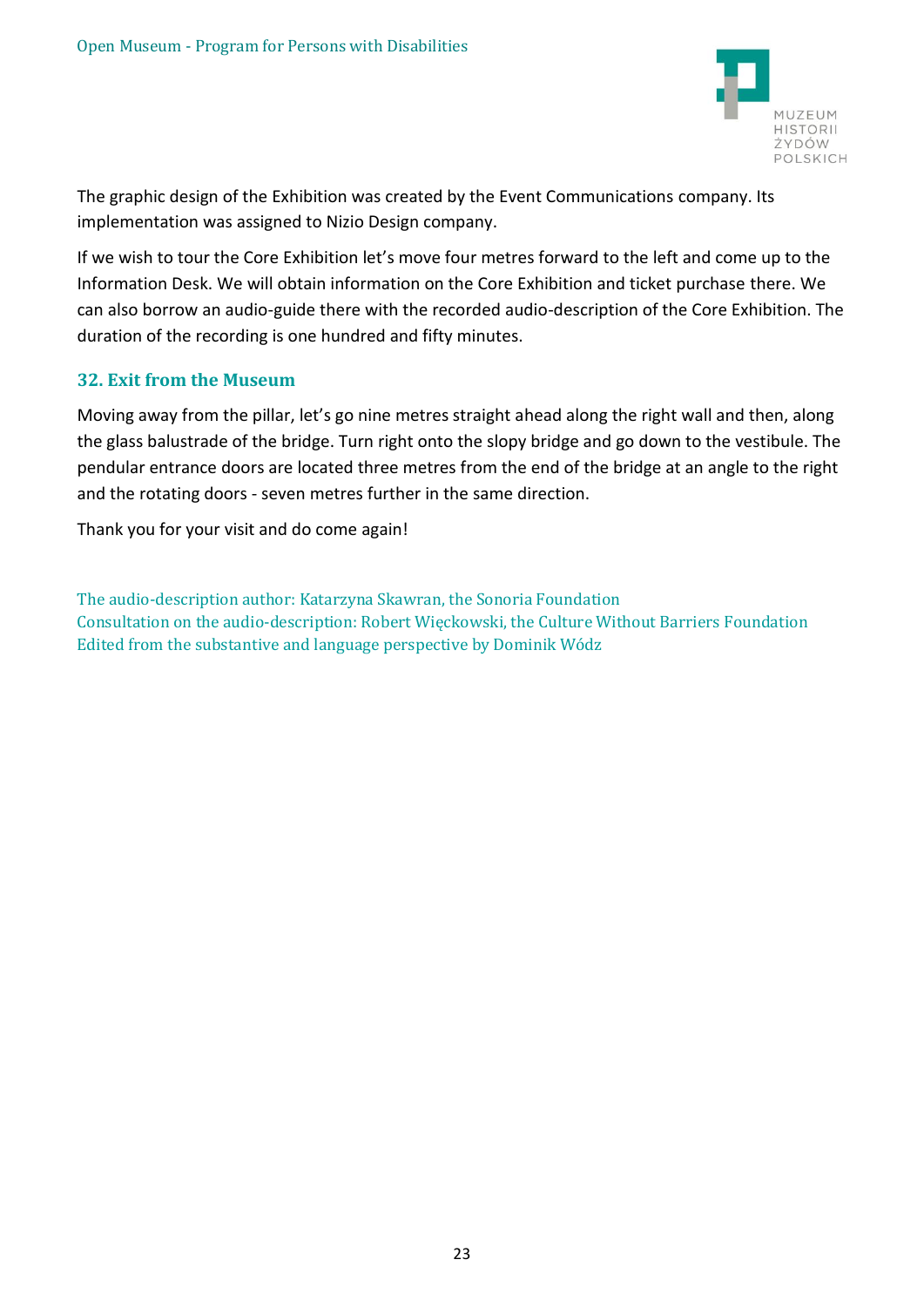The graphic design of the Exhibition was created by the Event Communications company. Its implementation was assigned to Nizio Design company.

If we wish to tour the Core Exhibition let's move four metres forward to the left and come up to the Information Desk. We will obtain information on the Core Exhibition and ticket purchase there. We can also borrow an audio-guide there with the recorded audio-description of the Core Exhibition. The duration of the recording is one hundred and fifty minutes.

### 32. Exit from the Museum

Moving away from the pillar, let's go nine metres straight ahead along the right wall and then, along the glass balustrade of the bridge. Turn right onto the slopy bridge and go down to the vestibule. The pendular entrance doors are located three metres from the end of the bridge at an angle to the right and the rotating doors - seven metres further in the same direction.

Thank you for your visit and do come again!

The audio-description author: Katarzyna Skawran, the Sonoria Foundation
Consultation on the audio-description: Robert Więckowski, the Culture Without Barriers Foundation
Edited from the substantive and language perspective by Dominik Wódz